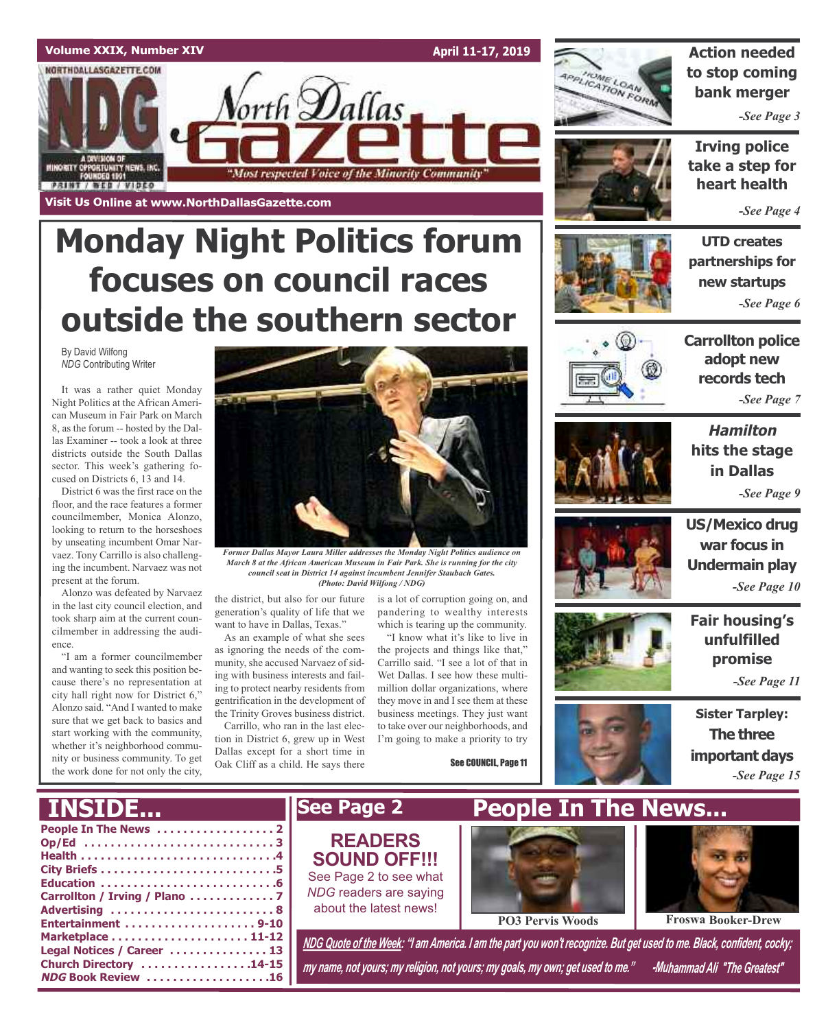Volume XXIX, Number XIV

April 11-17, 2019

NORTHDALLASGAZETTE.COM

NDG

A DIVISION OF MINORITY OPPORTUNITY NEWS, INC. FOUNDED 1991

PRINT / WEB / VIDEO

# North Dallas Gazette

"Most respected Voice of the Minority Community"

Visit Us Online at www.NorthDallasGazette.com

# Monday Night Politics forum focuses on council races outside the southern sector

By David Wilfong
*NDG* Contributing Writer

It was a rather quiet Monday Night Politics at the African American Museum in Fair Park on March 8, as the forum -- hosted by the Dallas Examiner -- took a look at three districts outside the South Dallas sector. This week's gathering focused on Districts 6, 13 and 14.

District 6 was the first race on the floor, and the race features a former councilmember, Monica Alonzo, looking to return to the horseshoes by unseating incumbent Omar Narvaez. Tony Carrillo is also challenging the incumbent. Narvaez was not present at the forum.

Alonzo was defeated by Narvaez in the last city council election, and took sharp aim at the current councilmember in addressing the audience.

"I am a former councilmember and wanting to seek this position because there's no representation at city hall right now for District 6," Alonzo said. "And I wanted to make sure that we get back to basics and start working with the community, whether it's neighborhood community or business community. To get the work done for not only the city, the district, but also for our future generation's quality of life that we want to have in Dallas, Texas."

As an example of what she sees as ignoring the needs of the community, she accused Narvaez of siding with business interests and failing to protect nearby residents from gentrification in the development of the Trinity Groves business district.

Carrillo, who ran in the last election in District 6, grew up in West Dallas except for a short time in Oak Cliff as a child. He says there is a lot of corruption going on, and pandering to wealthy interests which is tearing up the community.

"I know what it's like to live in the projects and things like that," Carrillo said. "I see a lot of that in Wet Dallas. I see how these multi-million dollar organizations, where they move in and I see them at these business meetings. They just want to take over our neighborhoods, and I'm going to make a priority to try

See COUNCIL, Page 11

*Former Dallas Mayor Laura Miller addresses the Monday Night Politics audience on March 8 at the African American Museum in Fair Park. She is running for the city council seat in District 14 against incumbent Jennifer Staubach Gates. (Photo: David Wilfong / NDG)*

**Action needed to stop coming bank merger**
*-See Page 3*

**Irving police take a step for heart health**
*-See Page 4*

**UTD creates partnerships for new startups**
*-See Page 6*

**Carrollton police adopt new records tech**
*-See Page 7*

***Hamilton* hits the stage in Dallas**
*-See Page 9*

**US/Mexico drug war focus in Undermain play**
*-See Page 10*

**Fair housing's unfulfilled promise**
*-See Page 11*

**Sister Tarpley: The three important days**
*-See Page 15*

## INSIDE...

- People In The News .................. 2
- Op/Ed .................................. 3
- Health ................................ 4
- City Briefs ........................... 5
- Education ............................. 6
- Carrollton / Irving / Plano ........... 7
- Advertising ........................... 8
- Entertainment ...................... 9-10
- Marketplace ....................... 11-12
- Legal Notices / Career ............... 13
- Church Directory .................. 14-15
- *NDG* Book Review .................... 16

## See Page 2

**READERS SOUND OFF!!!**

See Page 2 to see what *NDG* readers are saying about the latest news!

## People In The News...

**PO3 Pervis Woods**

**Froswa Booker-Drew**

*NDG Quote of the Week: "I am America. I am the part you won't recognize. But get used to me. Black, confident, cocky; my name, not yours; my religion, not yours; my goals, my own; get used to me." -Muhammad Ali "The Greatest"*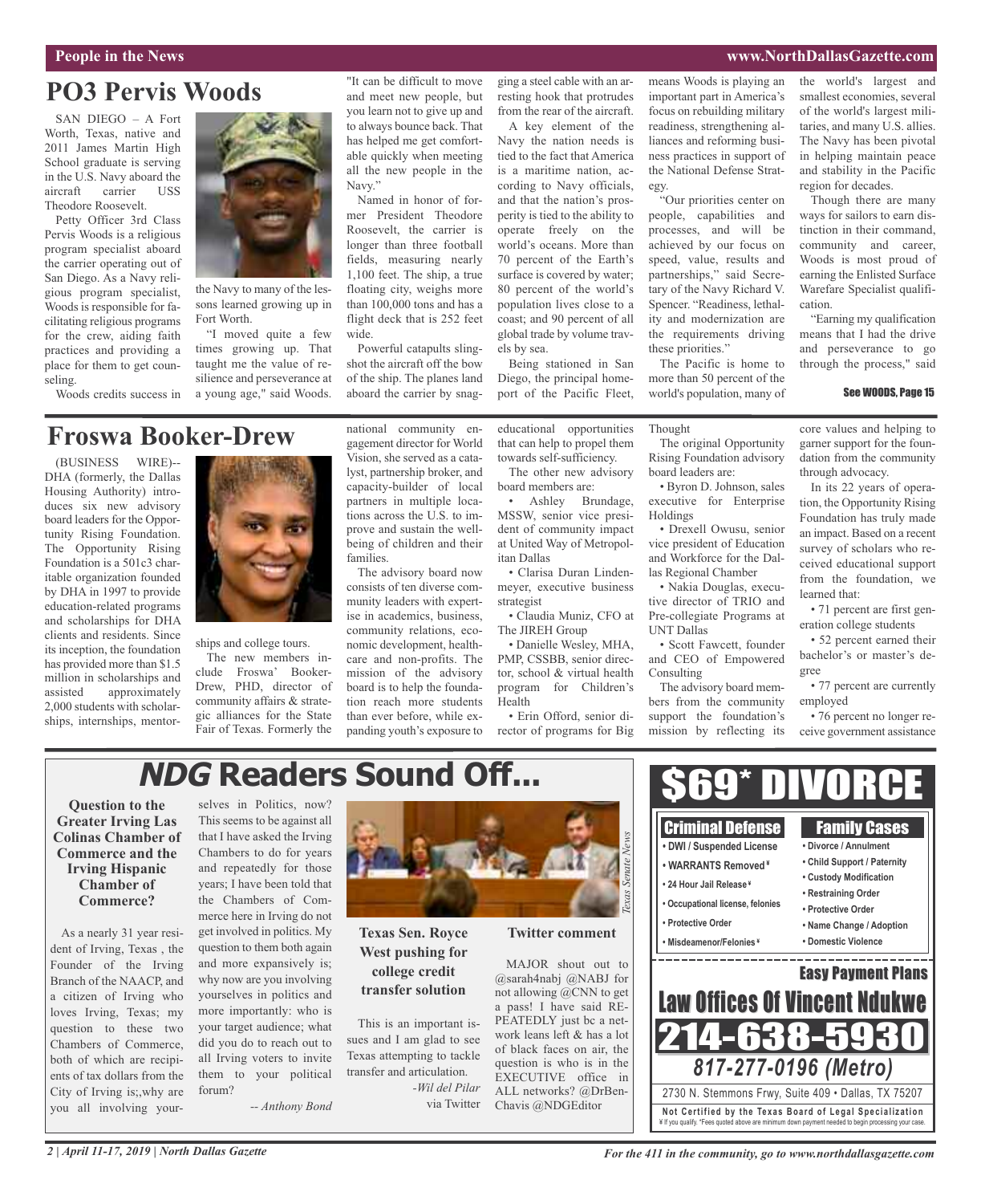# PO3 Pervis Woods

SAN DIEGO – A Fort Worth, Texas, native and 2011 James Martin High School graduate is serving in the U.S. Navy aboard the aircraft carrier USS Theodore Roosevelt.

Petty Officer 3rd Class Pervis Woods is a religious program specialist aboard the carrier operating out of San Diego. As a Navy religious program specialist, Woods is responsible for facilitating religious programs for the crew, aiding faith practices and providing a place for them to get counseling.

Woods credits success in the Navy to many of the lessons learned growing up in Fort Worth.

"I moved quite a few times growing up. That taught me the value of resilience and perseverance at a young age," said Woods. "It can be difficult to move and meet new people, but you learn not to give up and to always bounce back. That has helped me get comfortable quickly when meeting all the new people in the Navy."

Named in honor of former President Theodore Roosevelt, the carrier is longer than three football fields, measuring nearly 1,100 feet. The ship, a true floating city, weighs more than 100,000 tons and has a flight deck that is 252 feet wide.

Powerful catapults slingshot the aircraft off the bow of the ship. The planes land aboard the carrier by snagging a steel cable with an arresting hook that protrudes from the rear of the aircraft.

A key element of the Navy the nation needs is tied to the fact that America is a maritime nation, according to Navy officials, and that the nation's prosperity is tied to the ability to operate freely on the world's oceans. More than 70 percent of the Earth's surface is covered by water; 80 percent of the world's population lives close to a coast; and 90 percent of all global trade by volume travels by sea.

Being stationed in San Diego, the principal homeport of the Pacific Fleet, means Woods is playing an important part in America's focus on rebuilding military readiness, strengthening alliances and reforming business practices in support of the National Defense Strategy.

"Our priorities center on people, capabilities and processes, and will be achieved by our focus on speed, value, results and partnerships," said Secretary of the Navy Richard V. Spencer. "Readiness, lethality and modernization are the requirements driving these priorities."

The Pacific is home to more than 50 percent of the world's population, many of the world's largest and smallest economies, several of the world's largest militaries, and many U.S. allies. The Navy has been pivotal in helping maintain peace and stability in the Pacific region for decades.

Though there are many ways for sailors to earn distinction in their command, community and career, Woods is most proud of earning the Enlisted Surface Warefare Specialist qualification.

"Earning my qualification means that I had the drive and perseverance to go through the process," said

See WOODS, Page 15

# Froswa Booker-Drew

(BUSINESS WIRE)-- DHA (formerly, the Dallas Housing Authority) introduces six new advisory board leaders for the Opportunity Rising Foundation. The Opportunity Rising Foundation is a 501c3 charitable organization founded by DHA in 1997 to provide education-related programs and scholarships for DHA clients and residents. Since its inception, the foundation has provided more than $1.5 million in scholarships and assisted approximately 2,000 students with scholarships, internships, mentorships and college tours.

The new members include Froswa' Booker-Drew, PHD, director of community affairs & strategic alliances for the State Fair of Texas. Formerly the national community engagement director for World Vision, she served as a catalyst, partnership broker, and capacity-builder of local partners in multiple locations across the U.S. to improve and sustain the wellbeing of children and their families.

The advisory board now consists of ten diverse community leaders with expertise in academics, business, community relations, economic development, healthcare and non-profits. The mission of the advisory board is to help the foundation reach more students than ever before, while expanding youth's exposure to educational opportunities that can help to propel them towards self-sufficiency.

The other new advisory board members are:

- Ashley Brundage, MSSW, senior vice president of community impact at United Way of Metropolitan Dallas
- Clarisa Duran Lindenmeyer, executive business strategist
- Claudia Muniz, CFO at The JIREH Group
- Danielle Wesley, MHA, PMP, CSSBB, senior director, school & virtual health program for Children's Health
- Erin Offord, senior director of programs for Big Thought

The original Opportunity Rising Foundation advisory board leaders are:

- Byron D. Johnson, sales executive for Enterprise Holdings
- Drexell Owusu, senior vice president of Education and Workforce for the Dallas Regional Chamber
- Nakia Douglas, executive director of TRIO and Pre-collegiate Programs at UNT Dallas
- Scott Fawcett, founder and CEO of Empowered Consulting

The advisory board members from the community support the foundation's mission by reflecting its core values and helping to garner support for the foundation from the community through advocacy.

In its 22 years of operation, the Opportunity Rising Foundation has truly made an impact. Based on a recent survey of scholars who received educational support from the foundation, we learned that:

- 71 percent are first generation college students
- 52 percent earned their bachelor's or master's degree
- 77 percent are currently employed
- 76 percent no longer receive government assistance

# *NDG* Readers Sound Off...

**Question to the Greater Irving Las Colinas Chamber of Commerce and the Irving Hispanic Chamber of Commerce?**

As a nearly 31 year resident of Irving, Texas , the Founder of the Irving Branch of the NAACP, and a citizen of Irving who loves Irving, Texas; my question to these two Chambers of Commerce, both of which are recipients of tax dollars from the City of Irving is;,why are you all involving yourselves in Politics, now? This seems to be against all that I have asked the Irving Chambers to do for years and repeatedly for those years; I have been told that the Chambers of Commerce here in Irving do not get involved in politics. My question to them both again and more expansively is; why now are you involving yourselves in politics and more importantly: who is your target audience; what did you do to reach out to all Irving voters to invite them to your political forum?

*-- Anthony Bond*

*Texas Senate News*

**Texas Sen. Royce West pushing for college credit transfer solution**

This is an important issues and I am glad to see Texas attempting to tackle transfer and articulation.

*-Wil del Pilar*
via Twitter

**Twitter comment**

MAJOR shout out to @sarah4nabj @NABJ for not allowing @CNN to get a pass! I have said REPEATEDLY just bc a network leans left & has a lot of black faces on air, the question is who is in the EXECUTIVE office in ALL networks? @DrBenChavis @NDGEditor

**$69* DIVORCE**

**Criminal Defense**
- DWI / Suspended License
- WARRANTS Removed¥
- 24 Hour Jail Release¥
- Occupational license, felonies
- Protective Order
- Misdeameanor/Felonies¥

**Family Cases**
- Divorce / Annulment
- Child Support / Paternity
- Custody Modification
- Restraining Order
- Protective Order
- Name Change / Adoption
- Domestic Violence

**Easy Payment Plans**

**Law Offices Of Vincent Ndukwe**

**214-638-5930**

**817-277-0196 (Metro)**

2730 N. Stemmons Frwy, Suite 409 • Dallas, TX 75207

**Not Certified by the Texas Board of Legal Specialization**
¥ If you qualify. *Fees quoted above are minimum down payment needed to begin processing your case.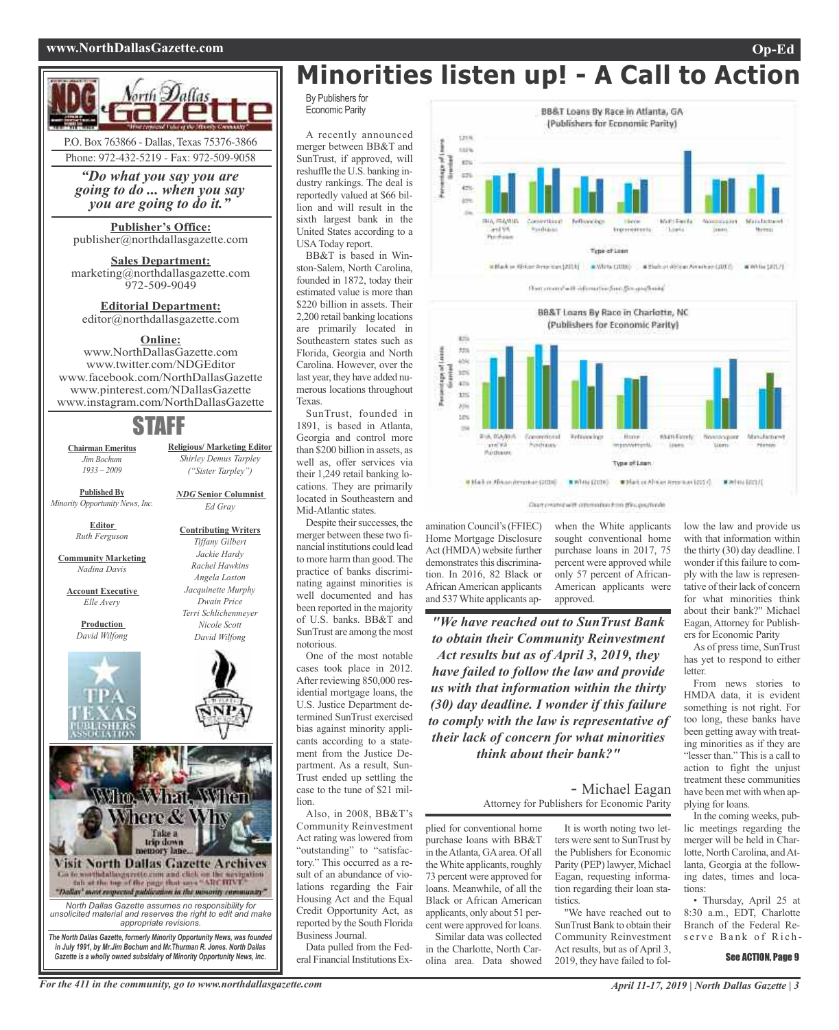# Minorities listen up! - A Call to Action

By Publishers for Economic Parity

A recently announced merger between BB&T and SunTrust, if approved, will reshuffle the U.S. banking industry rankings. The deal is reportedly valued at $66 billion and will result in the sixth largest bank in the United States according to a USA Today report.

BB&T is based in Winston-Salem, North Carolina, founded in 1872, today their estimated value is more than $220 billion in assets. Their 2,200 retail banking locations are primarily located in Southeastern states such as Florida, Georgia and North Carolina. However, over the last year, they have added numerous locations throughout Texas.

SunTrust, founded in 1891, is based in Atlanta, Georgia and control more than $200 billion in assets, as well as, offer services via their 1,249 retail banking locations. They are primarily located in Southeastern and Mid-Atlantic states.

Despite their successes, the merger between these two financial institutions could lead to more harm than good. The practice of banks discriminating against minorities is well documented and has been reported in the majority of U.S. banks. BB&T and SunTrust are among the most notorious.

One of the most notable cases took place in 2012. After reviewing 850,000 residential mortgage loans, the U.S. Justice Department determined SunTrust exercised bias against minority applicants according to a statement from the Justice Department. As a result, SunTrust ended up settling the case to the tune of $21 million.

Also, in 2008, BB&T's Community Reinvestment Act rating was lowered from "outstanding" to "satisfactory." This occurred as a result of an abundance of violations regarding the Fair Housing Act and the Equal Credit Opportunity Act, as reported by the South Florida Business Journal.

Data pulled from the Federal Financial Institutions Examination Council's (FFIEC) Home Mortgage Disclosure Act (HMDA) website further demonstrates this discrimination. In 2016, 82 Black or African American applicants and 537 White applicants applied for conventional home purchase loans with BB&T in the Atlanta, GA area. Of all the White applicants, roughly 73 percent were approved for loans. Meanwhile, of all the Black or African American applicants, only about 51 percent were approved for loans.

Similar data was collected in the Charlotte, North Carolina area. Data showed when the White applicants sought conventional home purchase loans in 2017, 75 percent were approved while only 57 percent of African-American applicants were approved.

> ***"We have reached out to SunTrust Bank to obtain their Community Reinvestment Act results but as of April 3, 2019, they have failed to follow the law and provide us with that information within the thirty (30) day deadline. I wonder if this failure to comply with the law is representative of their lack of concern for what minorities think about their bank?"***
>
> \- Michael Eagan
> Attorney for Publishers for Economic Parity

It is worth noting two letters were sent to SunTrust by the Publishers for Economic Parity (PEP) lawyer, Michael Eagan, requesting information regarding their loan statistics.

"We have reached out to SunTrust Bank to obtain their Community Reinvestment Act results, but as of April 3, 2019, they have failed to follow the law and provide us with that information within the thirty (30) day deadline. I wonder if this failure to comply with the law is representative of their lack of concern for what minorities think about their bank?" Michael Eagan, Attorney for Publishers for Economic Parity

As of press time, SunTrust has yet to respond to either letter.

From news stories to HMDA data, it is evident something is not right. For too long, these banks have been getting away with treating minorities as if they are "lesser than." This is a call to action to fight the unjust treatment these communities have been met with when applying for loans.

In the coming weeks, public meetings regarding the merger will be held in Charlotte, North Carolina, and Atlanta, Georgia at the following dates, times and locations:

• Thursday, April 25 at 8:30 a.m., EDT, Charlotte Branch of the Federal Reserve Bank of Rich-

See ACTION, Page 9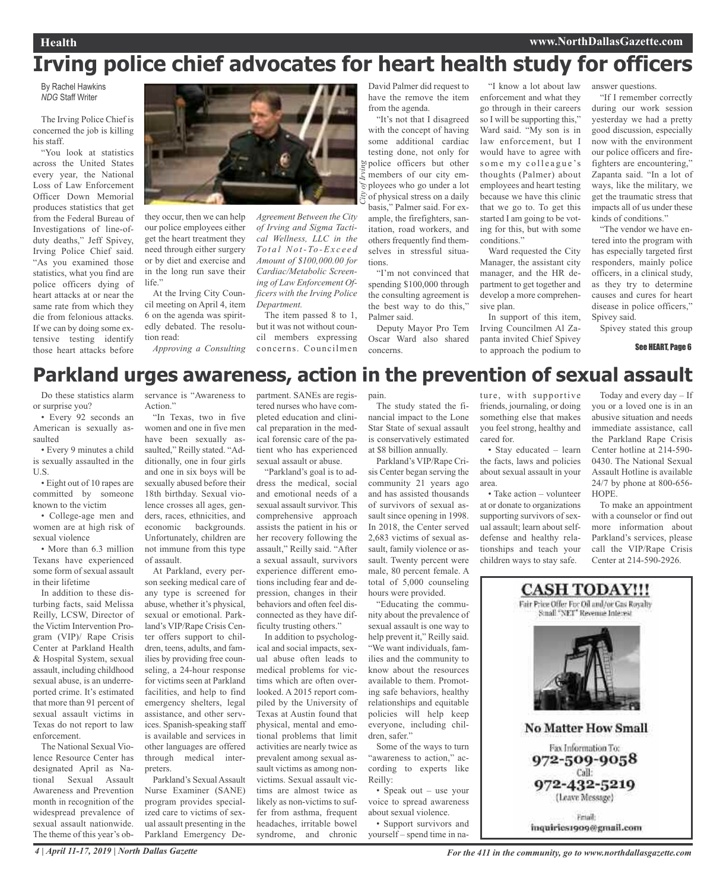# Irving police chief advocates for heart health study for officers

By Rachel Hawkins
*NDG* Staff Writer

The Irving Police Chief is concerned the job is killing his staff.

"You look at statistics across the United States every year, the National Loss of Law Enforcement Officer Down Memorial produces statistics that get from the Federal Bureau of Investigations of line-of-duty deaths," Jeff Spivey, Irving Police Chief said. "As you examined those statistics, what you find are police officers dying of heart attacks at or near the same rate from which they die from felonious attacks. If we can by doing some extensive testing identify those heart attacks before they occur, then we can help our police employees either get the heart treatment they need through either surgery or by diet and exercise and in the long run save their life."

At the Irving City Council meeting on April 4, item 6 on the agenda was spiritedly debated. The resolution read:

*Approving a Consulting Agreement Between the City of Irving and Sigma Tactical Wellness, LLC in the Total Not-To-Exceed Amount of $100,000.00 for Cardiac/Metabolic Screening of Law Enforcement Officers with the Irving Police Department.*

The item passed 8 to 1, but it was not without council members expressing concerns. Councilmen David Palmer did request to have the remove the item from the agenda.

"It's not that I disagreed with the concept of having some additional cardiac testing done, not only for police officers but other members of our city employees who go under a lot of physical stress on a daily basis," Palmer said. For example, the firefighters, sanitation, road workers, and others frequently find themselves in stressful situations.

"I'm not convinced that spending $100,000 through the consulting agreement is the best way to do this," Palmer said.

Deputy Mayor Pro Tem Oscar Ward also shared concerns.

"I know a lot about law enforcement and what they go through in their careers so I will be supporting this," Ward said. "My son is in law enforcement, but I would have to agree with some my colleague's thoughts (Palmer) about employees and heart testing because we have this clinic that we go to. To get this started I am going to be voting for this, but with some conditions."

Ward requested the City Manager, the assistant city manager, and the HR department to get together and develop a more comprehensive plan.

In support of this item, Irving Councilmen Al Zapanta invited Chief Spivey to approach the podium to answer questions.

"If I remember correctly during our work session yesterday we had a pretty good discussion, especially now with the environment our police officers and firefighters are encountering," Zapanta said. "In a lot of ways, like the military, we get the traumatic stress that impacts all of us under these kinds of conditions."

"The vendor we have entered into the program with has especially targeted first responders, mainly police officers, in a clinical study, as they try to determine causes and cures for heart disease in police officers," Spivey said.

Spivey stated this group

See HEART, Page 6

# Parkland urges awareness, action in the prevention of sexual assault

Do these statistics alarm or surprise you?

- Every 92 seconds an American is sexually assaulted
- Every 9 minutes a child is sexually assaulted in the U.S.
- Eight out of 10 rapes are committed by someone known to the victim
- College-age men and women are at high risk of sexual violence
- More than 6.3 million Texans have experienced some form of sexual assault in their lifetime

In addition to these disturbing facts, said Melissa Reilly, LCSW, Director of the Victim Intervention Program (VIP)/ Rape Crisis Center at Parkland Health & Hospital System, sexual assault, including childhood sexual abuse, is an underreported crime. It's estimated that more than 91 percent of sexual assault victims in Texas do not report to law enforcement.

The National Sexual Violence Resource Center has designated April as National Sexual Assault Awareness and Prevention month in recognition of the widespread prevalence of sexual assault nationwide. The theme of this year's observance is "Awareness to Action."

"In Texas, two in five women and one in five men have been sexually assaulted," Reilly stated. "Additionally, one in four girls and one in six boys will be sexually abused before their 18th birthday. Sexual violence crosses all ages, genders, races, ethnicities, and economic backgrounds. Unfortunately, children are not immune from this type of assault.

At Parkland, every person seeking medical care of any type is screened for abuse, whether it's physical, sexual or emotional. Parkland's VIP/Rape Crisis Center offers support to children, teens, adults, and families by providing free counseling, a 24-hour response for victims seen at Parkland facilities, and help to find emergency shelters, legal assistance, and other services. Spanish-speaking staff is available and services in other languages are offered through medical interpreters.

Parkland's Sexual Assault Nurse Examiner (SANE) program provides specialized care to victims of sexual assault presenting in the Parkland Emergency Department. SANEs are registered nurses who have completed education and clinical preparation in the medical forensic care of the patient who has experienced sexual assault or abuse.

"Parkland's goal is to address the medical, social and emotional needs of a sexual assault survivor. This comprehensive approach assists the patient in his or her recovery following the assault," Reilly said. "After a sexual assault, survivors experience different emotions including fear and depression, changes in their behaviors and often feel disconnected as they have difficulty trusting others."

In addition to psychological and social impacts, sexual abuse often leads to medical problems for victims which are often overlooked. A 2015 report compiled by the University of Texas at Austin found that physical, mental and emotional problems that limit activities are nearly twice as prevalent among sexual assault victims as among non-victims. Sexual assault victims are almost twice as likely as non-victims to suffer from asthma, frequent headaches, irritable bowel syndrome, and chronic pain.

The study stated the financial impact to the Lone Star State of sexual assault is conservatively estimated at $8 billion annually.

Parkland's VIP/Rape Crisis Center began serving the community 21 years ago and has assisted thousands of survivors of sexual assault since opening in 1998. In 2018, the Center served 2,683 victims of sexual assault, family violence or assault. Twenty percent were male, 80 percent female. A total of 5,000 counseling hours were provided.

"Educating the community about the prevalence of sexual assault is one way to help prevent it," Reilly said. "We want individuals, families and the community to know about the resources available to them. Promoting safe behaviors, healthy relationships and equitable policies will help keep everyone, including children, safer."

Some of the ways to turn "awareness to action," according to experts like Reilly:

- Speak out – use your voice to spread awareness about sexual violence.
- Support survivors and yourself – spend time in nature, with supportive friends, journaling, or doing something else that makes you feel strong, healthy and cared for.
- Stay educated – learn the facts, laws and policies about sexual assault in your area.
- Take action – volunteer at or donate to organizations supporting survivors of sexual assault; learn about self-defense and healthy relationships and teach your children ways to stay safe.

Today and every day – If you or a loved one is in an abusive situation and needs immediate assistance, call the Parkland Rape Crisis Center hotline at 214-590-0430. The National Sexual Assault Hotline is available 24/7 by phone at 800-656-HOPE.

To make an appointment with a counselor or find out more information about Parkland's services, please call the VIP/Rape Crisis Center at 214-590-2926.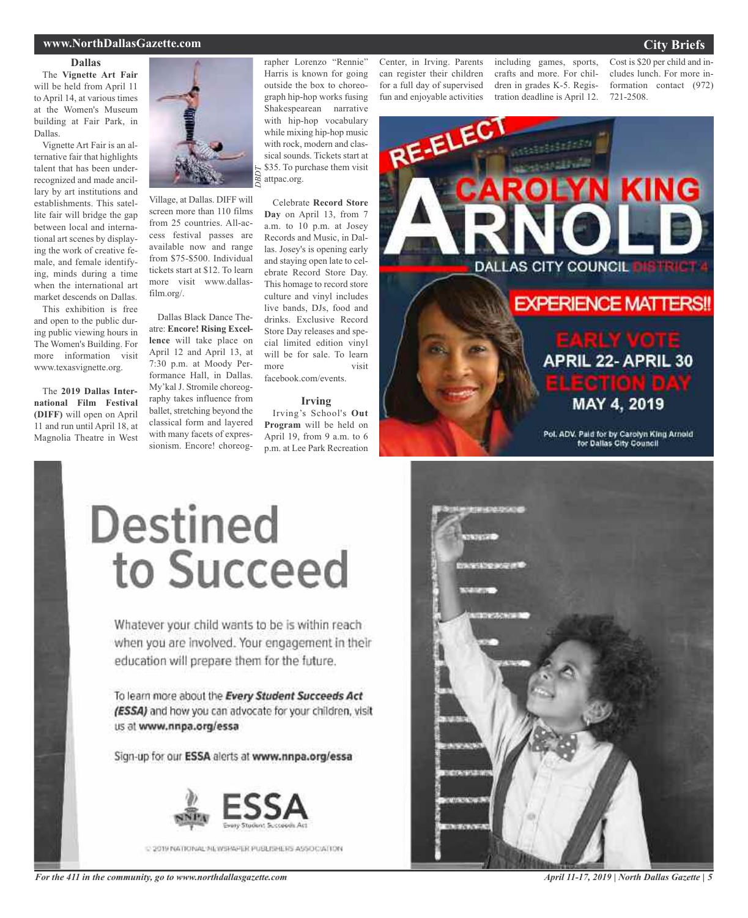## City Briefs

### Dallas

The **Vignette Art Fair** will be held from April 11 to April 14, at various times at the Women's Museum building at Fair Park, in Dallas.

Vignette Art Fair is an alternative fair that highlights talent that has been underrecognized and made ancillary by art institutions and establishments. This satellite fair will bridge the gap between local and international art scenes by displaying the work of creative female, and female identifying, minds during a time when the international art market descends on Dallas.

This exhibition is free and open to the public during public viewing hours in The Women's Building. For more information visit www.texasvignette.org.

The **2019 Dallas International Film Festival (DIFF)** will open on April 11 and run until April 18, at Magnolia Theatre in West Village, at Dallas. DIFF will screen more than 110 films from 25 countries. All-access festival passes are available now and range from $75-$500. Individual tickets start at $12. To learn more visit www.dallasfilm.org/.

*DBDT*

Dallas Black Dance Theatre: **Encore! Rising Excellence** will take place on April 12 and April 13, at 7:30 p.m. at Moody Performance Hall, in Dallas. My'kal J. Stromile choreography takes influence from ballet, stretching beyond the classical form and layered with many facets of expressionism. Encore! choreographer Lorenzo "Rennie" Harris is known for going outside the box to choreograph hip-hop works fusing Shakespearean narrative with hip-hop vocabulary while mixing hip-hop music with rock, modern and classical sounds. Tickets start at $35. To purchase them visit attpac.org.

Celebrate **Record Store Day** on April 13, from 7 a.m. to 10 p.m. at Josey Records and Music, in Dallas. Josey's is opening early and staying open late to celebrate Record Store Day. This homage to record store culture and vinyl includes live bands, DJs, food and drinks. Exclusive Record Store Day releases and special limited edition vinyl will be for sale. To learn more visit facebook.com/events.

### Irving

Irving's School's **Out Program** will be held on April 19, from 9 a.m. to 6 p.m. at Lee Park Recreation Center, in Irving. Parents can register their children for a full day of supervised fun and enjoyable activities including games, sports, crafts and more. For children in grades K-5. Registration deadline is April 12. Cost is $20 per child and includes lunch. For more information contact (972) 721-2508.

RE-ELECT CAROLYN KING ARNOLD

DALLAS CITY COUNCIL DISTRICT 4

EXPERIENCE MATTERS!!

EARLY VOTE APRIL 22- APRIL 30

ELECTION DAY MAY 4, 2019

Pol. ADV. Paid for by Carolyn King Arnold for Dallas City Council

# Destined to Succeed

Whatever your child wants to be is within reach when you are involved. Your engagement in their education will prepare them for the future.

To learn more about the ***Every Student Succeeds Act (ESSA)*** and how you can advocate for your children, visit us at **www.nnpa.org/essa**

Sign-up for our **ESSA** alerts at **www.nnpa.org/essa**

ESSA Every Student Succeeds Act

© 2019 NATIONAL NEWSPAPER PUBLISHERS ASSOCIATION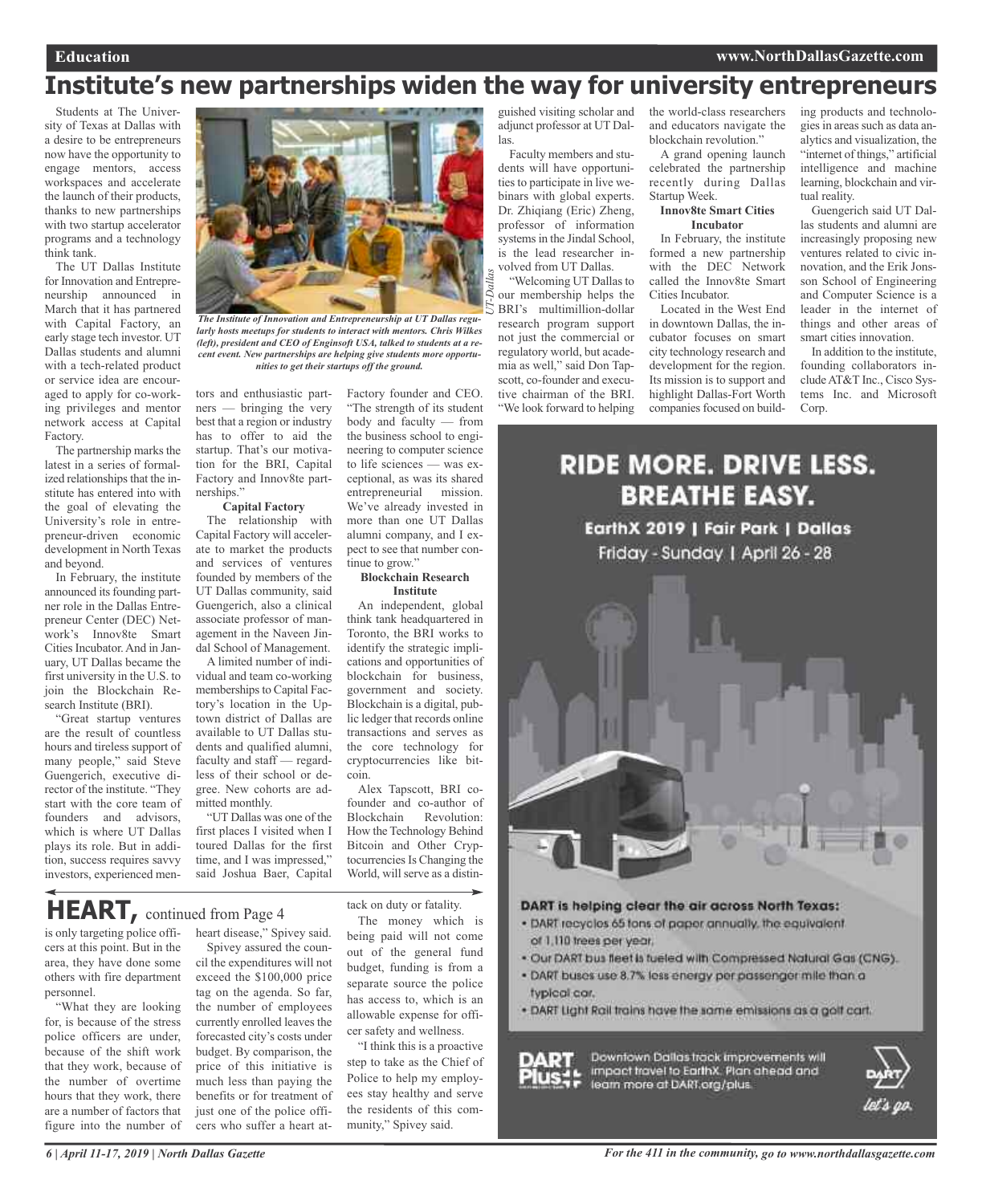# Institute's new partnerships widen the way for university entrepreneurs

Students at The University of Texas at Dallas with a desire to be entrepreneurs now have the opportunity to engage mentors, access workspaces and accelerate the launch of their products, thanks to new partnerships with two startup accelerator programs and a technology think tank.

The UT Dallas Institute for Innovation and Entrepreneurship announced in March that it has partnered with Capital Factory, an early stage tech investor. UT Dallas students and alumni with a tech-related product or service idea are encouraged to apply for co-working privileges and mentor network access at Capital Factory.

The partnership marks the latest in a series of formalized relationships that the institute has entered into with the goal of elevating the University's role in entrepreneur-driven economic development in North Texas and beyond.

In February, the institute announced its founding partner role in the Dallas Entrepreneur Center (DEC) Network's Innov8te Smart Cities Incubator. And in January, UT Dallas became the first university in the U.S. to join the Blockchain Research Institute (BRI).

"Great startup ventures are the result of countless hours and tireless support of many people," said Steve Guengerich, executive director of the institute. "They start with the core team of founders and advisors, which is where UT Dallas plays its role. But in addition, success requires savvy investors, experienced mentors and enthusiastic partners — bringing the very best that a region or industry has to offer to aid the startup. That's our motivation for the BRI, Capital Factory and Innov8te partnerships."

*The Institute of Innovation and Entrepreneurship at UT Dallas regularly hosts meetups for students to interact with mentors. Chris Wilkes (left), president and CEO of Enginsoft USA, talked to students at a recent event. New partnerships are helping give students more opportunities to get their startups off the ground.* (UT-Dallas)

**Capital Factory**

The relationship with Capital Factory will accelerate to market the products and services of ventures founded by members of the UT Dallas community, said Guengerich, also a clinical associate professor of management in the Naveen Jindal School of Management.

A limited number of individual and team co-working memberships to Capital Factory's location in the Uptown district of Dallas are available to UT Dallas students and qualified alumni, faculty and staff — regardless of their school or degree. New cohorts are admitted monthly.

"UT Dallas was one of the first places I visited when I toured Dallas for the first time, and I was impressed," said Joshua Baer, Capital Factory founder and CEO. "The strength of its student body and faculty — from the business school to engineering to computer science to life sciences — was exceptional, as was its shared entrepreneurial mission. We've already invested in more than one UT Dallas alumni company, and I expect to see that number continue to grow."

**Blockchain Research Institute**

An independent, global think tank headquartered in Toronto, the BRI works to identify the strategic implications and opportunities of blockchain for business, government and society. Blockchain is a digital, public ledger that records online transactions and serves as the core technology for cryptocurrencies like bitcoin.

Alex Tapscott, BRI co-founder and co-author of Blockchain Revolution: How the Technology Behind Bitcoin and Other Cryptocurrencies Is Changing the World, will serve as a distinguished visiting scholar and adjunct professor at UT Dallas.

Faculty members and students will have opportunities to participate in live webinars with global experts. Dr. Zhiqiang (Eric) Zheng, professor of information systems in the Jindal School, is the lead researcher involved from UT Dallas.

"Welcoming UT Dallas to our membership helps the BRI's multimillion-dollar research program support not just the commercial or regulatory world, but academia as well," said Don Tapscott, co-founder and executive chairman of the BRI. "We look forward to helping the world-class researchers and educators navigate the blockchain revolution."

A grand opening launch celebrated the partnership recently during Dallas Startup Week.

**Innov8te Smart Cities Incubator**

In February, the institute formed a new partnership with the DEC Network called the Innov8te Smart Cities Incubator.

Located in the West End in downtown Dallas, the incubator focuses on smart city technology research and development for the region. Its mission is to support and highlight Dallas-Fort Worth companies focused on building products and technologies in areas such as data analytics and visualization, the "internet of things," artificial intelligence and machine learning, blockchain and virtual reality.

Guengerich said UT Dallas students and alumni are increasingly proposing new ventures related to civic innovation, and the Erik Jonsson School of Engineering and Computer Science is a leader in the internet of things and other areas of smart cities innovation.

In addition to the institute, founding collaborators include AT&T Inc., Cisco Systems Inc. and Microsoft Corp.

## HEART, continued from Page 4

is only targeting police officers at this point. But in the area, they have done some others with fire department personnel.

"What they are looking for, is because of the stress police officers are under, because of the shift work that they work, because of the number of overtime hours that they work, there are a number of factors that figure into the number of heart disease," Spivey said.

Spivey assured the council the expenditures will not exceed the $100,000 price tag on the agenda. So far, the number of employees currently enrolled leaves the forecasted city's costs under budget. By comparison, the price of this initiative is much less than paying the benefits or for treatment of just one of the police officers who suffer a heart attack on duty or fatality.

The money which is being paid will not come out of the general fund budget, funding is from a separate source the police has access to, which is an allowable expense for officer safety and wellness.

"I think this is a proactive step to take as the Chief of Police to help my employees stay healthy and serve the residents of this community," Spivey said.

---

**RIDE MORE. DRIVE LESS. BREATHE EASY.**

EarthX 2019 | Fair Park | Dallas
Friday - Sunday | April 26 - 28

**DART is helping clear the air across North Texas:**

- DART recycles 65 tons of paper annually, the equivalent of 1,110 trees per year.
- Our DART bus fleet is fueled with Compressed Natural Gas (CNG).
- DART buses use 8.7% less energy per passenger mile than a typical car.
- DART Light Rail trains have the same emissions as a golf cart.

DART Plus — Downtown Dallas track improvements will impact travel to EarthX. Plan ahead and learn more at DART.org/plus.

DART *let's go.*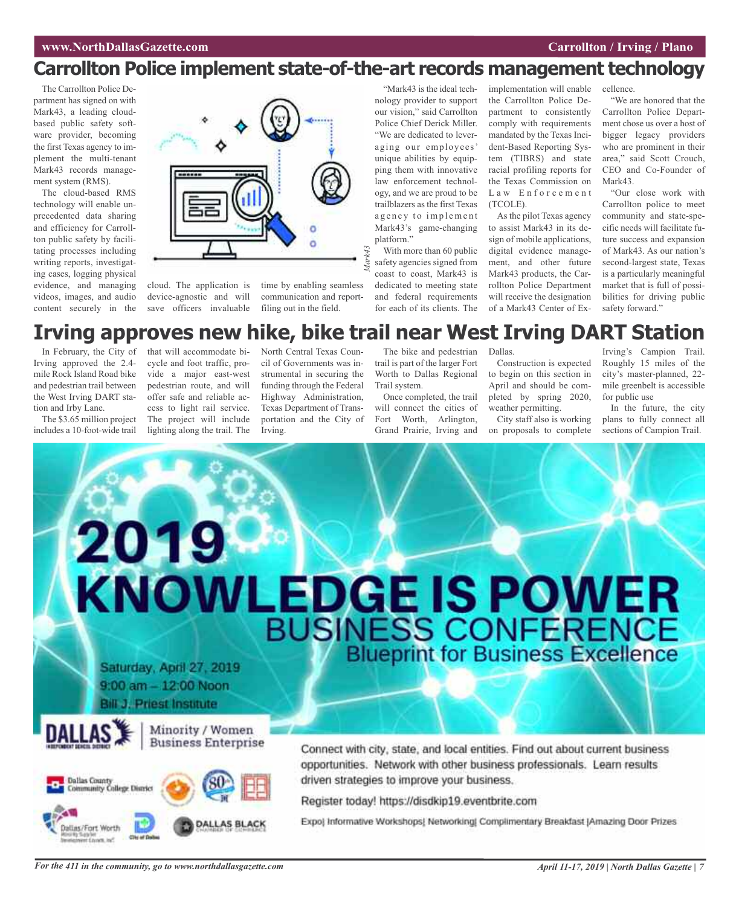# Carrollton Police implement state-of-the-art records management technology

The Carrollton Police Department has signed on with Mark43, a leading cloud-based public safety software provider, becoming the first Texas agency to implement the multi-tenant Mark43 records management system (RMS).

The cloud-based RMS technology will enable unprecedented data sharing and efficiency for Carrollton public safety by facilitating processes including writing reports, investigating cases, logging physical evidence, and managing videos, images, and audio content securely in the cloud. The application is device-agnostic and will save officers invaluable time by enabling seamless communication and report-filing out in the field.

Mark43

"Mark43 is the ideal technology provider to support our vision," said Carrollton Police Chief Derick Miller. "We are dedicated to leveraging our employees' unique abilities by equipping them with innovative law enforcement technology, and we are proud to be trailblazers as the first Texas agency to implement Mark43's game-changing platform."

With more than 60 public safety agencies signed from coast to coast, Mark43 is dedicated to meeting state and federal requirements for each of its clients. The implementation will enable the Carrollton Police Department to consistently comply with requirements mandated by the Texas Incident-Based Reporting System (TIBRS) and state racial profiling reports for the Texas Commission on Law Enforcement (TCOLE).

As the pilot Texas agency to assist Mark43 in its design of mobile applications, digital evidence management, and other future Mark43 products, the Carrollton Police Department will receive the designation of a Mark43 Center of Excellence.

"We are honored that the Carrollton Police Department chose us over a host of bigger legacy providers who are prominent in their area," said Scott Crouch, CEO and Co-Founder of Mark43.

"Our close work with Carrollton police to meet community and state-specific needs will facilitate future success and expansion of Mark43. As our nation's second-largest state, Texas is a particularly meaningful market that is full of possibilities for driving public safety forward."

# Irving approves new hike, bike trail near West Irving DART Station

In February, the City of Irving approved the 2.4-mile Rock Island Road bike and pedestrian trail between the West Irving DART station and Irby Lane.

The $3.65 million project includes a 10-foot-wide trail that will accommodate bicycle and foot traffic, provide a major east-west pedestrian route, and will offer safe and reliable access to light rail service. The project will include lighting along the trail. The North Central Texas Council of Governments was instrumental in securing the funding through the Federal Highway Administration, Texas Department of Transportation and the City of Irving.

The bike and pedestrian trail is part of the larger Fort Worth to Dallas Regional Trail system.

Once completed, the trail will connect the cities of Fort Worth, Arlington, Grand Prairie, Irving and Dallas.

Construction is expected to begin on this section in April and should be completed by spring 2020, weather permitting.

City staff also is working on proposals to complete Irving's Campion Trail. Roughly 15 miles of the city's master-planned, 22-mile greenbelt is accessible for public use

In the future, the city plans to fully connect all sections of Campion Trail.

# 2019 KNOWLEDGE IS POWER BUSINESS CONFERENCE

## Blueprint for Business Excellence

Saturday, April 27, 2019
9:00 am – 12:00 Noon
Bill J. Priest Institute

DALLAS Independent School District | Minority / Women Business Enterprise

Dallas County Community College District | Dallas/Fort Worth Minority Supplier Development Council, Inc. | City of Dallas | DALLAS BLACK CHAMBER OF COMMERCE

Connect with city, state, and local entities. Find out about current business opportunities. Network with other business professionals. Learn results driven strategies to improve your business.

Register today! https://disdkip19.eventbrite.com

Expo| Informative Workshops| Networking| Complimentary Breakfast |Amazing Door Prizes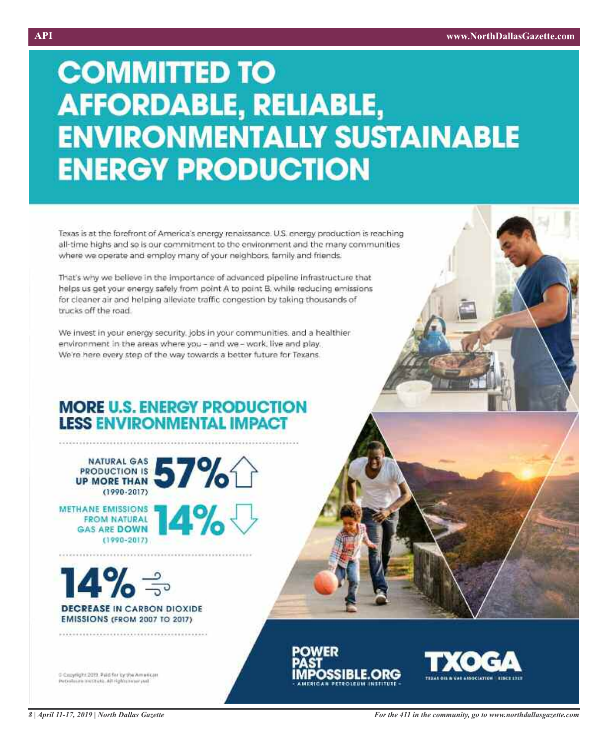# COMMITTED TO AFFORDABLE, RELIABLE, ENVIRONMENTALLY SUSTAINABLE ENERGY PRODUCTION

Texas is at the forefront of America's energy renaissance. U.S. energy production is reaching all-time highs and so is our commitment to the environment and the many communities where we operate and employ many of your neighbors, family and friends.

That's why we believe in the importance of advanced pipeline infrastructure that helps us get your energy safely from point A to point B, while reducing emissions for cleaner air and helping alleviate traffic congestion by taking thousands of trucks off the road.

We invest in your energy security, jobs in your communities, and a healthier environment in the areas where you – and we – work, live and play. We're here every step of the way towards a better future for Texans.

## MORE U.S. ENERGY PRODUCTION LESS ENVIRONMENTAL IMPACT

NATURAL GAS PRODUCTION IS **UP MORE THAN** (1990-2017) **57%**

METHANE EMISSIONS FROM NATURAL GAS ARE **DOWN** (1990-2017) **14%**

**14%**

**DECREASE** IN CARBON DIOXIDE EMISSIONS (FROM 2007 TO 2017)

© Copyright 2019. Paid for by the American Petroleum Institute. All rights reserved.

POWER PAST IMPOSSIBLE.ORG
– AMERICAN PETROLEUM INSTITUTE –

TXOGA
TEXAS OIL & GAS ASSOCIATION | SINCE 1919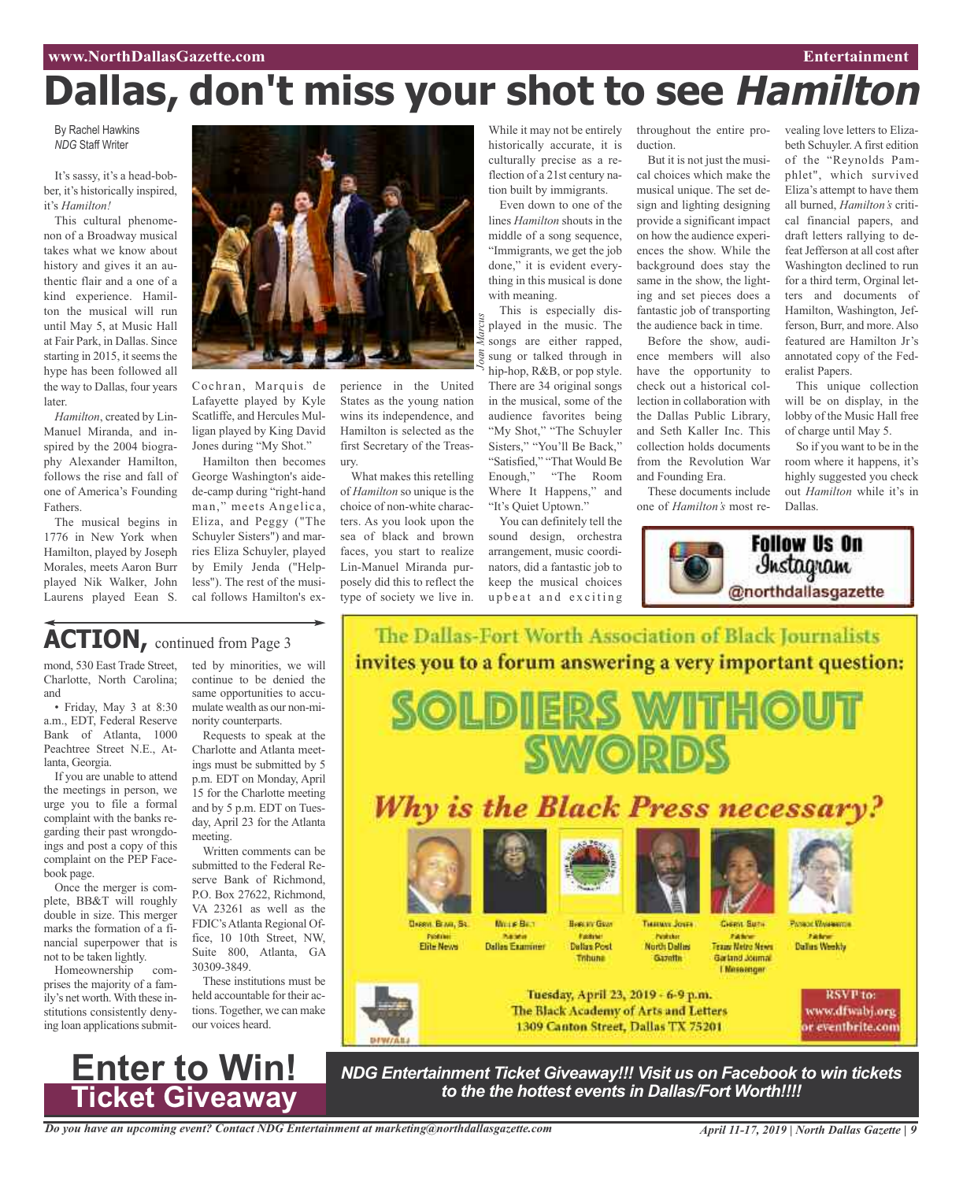# Dallas, don't miss your shot to see *Hamilton*

By Rachel Hawkins
*NDG* Staff Writer

It's sassy, it's a head-bobber, it's historically inspired, it's *Hamilton!*

This cultural phenomenon of a Broadway musical takes what we know about history and gives it an authentic flair and a one of a kind experience. Hamilton the musical will run until May 5, at Music Hall at Fair Park, in Dallas. Since starting in 2015, it seems the hype has been followed all the way to Dallas, four years later.

*Hamilton*, created by Lin-Manuel Miranda, and inspired by the 2004 biography Alexander Hamilton, follows the rise and fall of one of America's Founding Fathers.

The musical begins in 1776 in New York when Hamilton, played by Joseph Morales, meets Aaron Burr played Nik Walker, John Laurens played Eean S. Cochran, Marquis de Lafayette played by Kyle Scatliffe, and Hercules Mulligan played by King David Jones during "My Shot."

Hamilton then becomes George Washington's aide-de-camp during "right-hand man," meets Angelica, Eliza, and Peggy ("The Schuyler Sisters") and marries Eliza Schuyler, played by Emily Jenda ("Helpless"). The rest of the musical follows Hamilton's experience in the United States as the young nation wins its independence, and Hamilton is selected as the first Secretary of the Treasury.

What makes this retelling of *Hamilton* so unique is the choice of non-white characters. As you look upon the sea of black and brown faces, you start to realize Lin-Manuel Miranda purposely did this to reflect the type of society we live in.

*Joan Marcus*

While it may not be entirely historically accurate, it is culturally precise as a reflection of a 21st century nation built by immigrants.

Even down to one of the lines *Hamilton* shouts in the middle of a song sequence, "Immigrants, we get the job done," it is evident everything in this musical is done with meaning.

This is especially displayed in the music. The songs are either rapped, sung or talked through in hip-hop, R&B, or pop style. There are 34 original songs in the musical, some of the audience favorites being "My Shot," "The Schuyler Sisters," "You'll Be Back," "Satisfied," "That Would Be Enough," "The Room Where It Happens," and "It's Quiet Uptown."

You can definitely tell the sound design, orchestra arrangement, music coordinators, did a fantastic job to keep the musical choices upbeat and exciting throughout the entire production.

But it is not just the musical choices which make the musical unique. The set design and lighting designing provide a significant impact on how the audience experiences the show. While the background does stay the same in the show, the lighting and set pieces does a fantastic job of transporting the audience back in time.

Before the show, audience members will also have the opportunity to check out a historical collection in collaboration with the Dallas Public Library, and Seth Kaller Inc. This collection holds documents from the Revolution War and Founding Era.

These documents include one of *Hamilton's* most revealing love letters to Elizabeth Schuyler. A first edition of the "Reynolds Pamphlet", which survived Eliza's attempt to have them all burned, *Hamilton's* critical financial papers, and draft letters rallying to defeat Jefferson at all cost after Washington declined to run for a third term, Orginal letters and documents of Hamilton, Washington, Jefferson, Burr, and more. Also featured are Hamilton Jr's annotated copy of the Federalist Papers.

This unique collection will be on display, in the lobby of the Music Hall free of charge until May 5.

So if you want to be in the room where it happens, it's highly suggested you check out *Hamilton* while it's in Dallas.

**Follow Us On Instagram @northdallasgazette**

## ACTION, continued from Page 3

mond, 530 East Trade Street, Charlotte, North Carolina; and

- Friday, May 3 at 8:30 a.m., EDT, Federal Reserve Bank of Atlanta, 1000 Peachtree Street N.E., Atlanta, Georgia.

If you are unable to attend the meetings in person, we urge you to file a formal complaint with the banks regarding their past wrongdoings and post a copy of this complaint on the PEP Facebook page.

Once the merger is complete, BB&T will roughly double in size. This merger marks the formation of a financial superpower that is not to be taken lightly.

Homeownership comprises the majority of a family's net worth. With these institutions consistently denying loan applications submitted by minorities, we will continue to be denied the same opportunities to accumulate wealth as our non-minority counterparts.

Requests to speak at the Charlotte and Atlanta meetings must be submitted by 5 p.m. EDT on Monday, April 15 for the Charlotte meeting and by 5 p.m. EDT on Tuesday, April 23 for the Atlanta meeting.

Written comments can be submitted to the Federal Reserve Bank of Richmond, P.O. Box 27622, Richmond, VA 23261 as well as the FDIC's Atlanta Regional Office, 10 10th Street, NW, Suite 800, Atlanta, GA 30309-3849.

These institutions must be held accountable for their actions. Together, we can make our voices heard.

The Dallas-Fort Worth Association of Black Journalists invites you to a forum answering a very important question:

**SOLDIERS WITHOUT SWORDS**

***Why is the Black Press necessary?***

Darryl Bean, Sr. – Publisher, Elite News
Mollie Belt – Publisher, Dallas Examiner
Shirley Gray – Publisher, Dallas Post Tribune
Thurman Jones – Publisher, North Dallas Gazette
Cheryl Smith – Publisher, Texas Metro News, Garland Journal, I Messenger
Patrick Washington – Publisher, Dallas Weekly

Tuesday, April 23, 2019 - 6-9 p.m.
The Black Academy of Arts and Letters
1309 Canton Street, Dallas TX 75201

RSVP to: www.dfwabj.org or eventbrite.com

DFW/ABJ

## Enter to Win! Ticket Giveaway

***NDG Entertainment Ticket Giveaway!!! Visit us on Facebook to win tickets to the the hottest events in Dallas/Fort Worth!!!!***

*Do you have an upcoming event? Contact NDG Entertainment at marketing@northdallasgazette.com*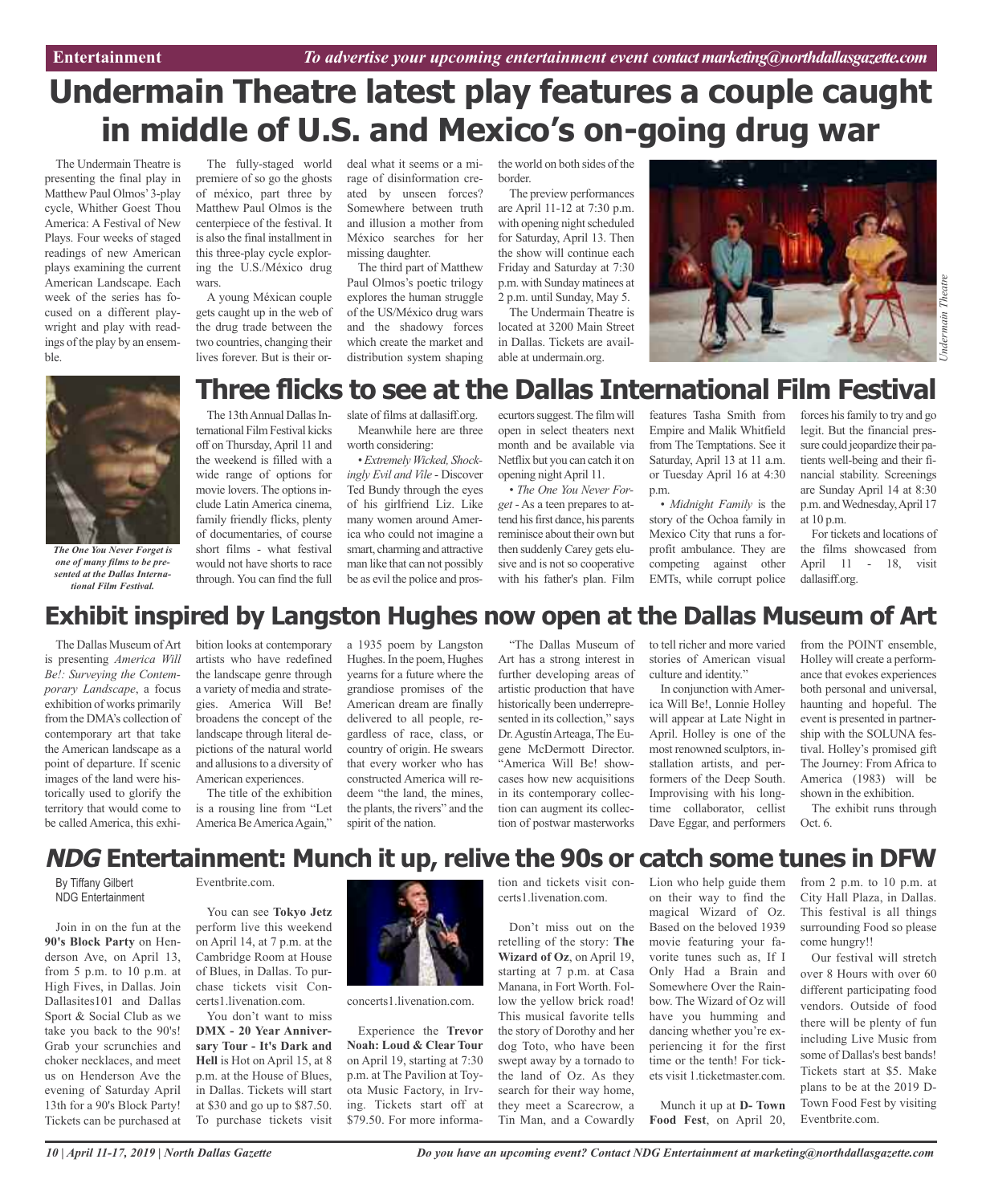# Undermain Theatre latest play features a couple caught in middle of U.S. and Mexico's on-going drug war

The Undermain Theatre is presenting the final play in Matthew Paul Olmos' 3-play cycle, Whither Goest Thou America: A Festival of New Plays. Four weeks of staged readings of new American plays examining the current American Landscape. Each week of the series has focused on a different playwright and play with readings of the play by an ensemble.

The fully-staged world premiere of so go the ghosts of méxico, part three by Matthew Paul Olmos is the centerpiece of the festival. It is also the final installment in this three-play cycle exploring the U.S./México drug wars.

A young Méxican couple gets caught up in the web of the drug trade between the two countries, changing their lives forever. But is their ordeal what it seems or a mirage of disinformation created by unseen forces? Somewhere between truth and illusion a mother from México searches for her missing daughter.

The third part of Matthew Paul Olmos's poetic trilogy explores the human struggle of the US/México drug wars and the shadowy forces which create the market and distribution system shaping the world on both sides of the border.

The preview performances are April 11-12 at 7:30 p.m. with opening night scheduled for Saturday, April 13. Then the show will continue each Friday and Saturday at 7:30 p.m. with Sunday matinees at 2 p.m. until Sunday, May 5.

The Undermain Theatre is located at 3200 Main Street in Dallas. Tickets are available at undermain.org.

*Undermain Theatre*

# Three flicks to see at the Dallas International Film Festival

***The One You Never Forget** is one of many films to be presented at the Dallas International Film Festival.*

The 13th Annual Dallas International Film Festival kicks off on Thursday, April 11 and the weekend is filled with a wide range of options for movie lovers. The options include Latin America cinema, family friendly flicks, plenty of documentaries, of course short films - what festival would not have shorts to race through. You can find the full slate of films at dallasiff.org.

Meanwhile here are three worth considering:

• *Extremely Wicked, Shockingly Evil and Vile* - Discover Ted Bundy through the eyes of his girlfriend Liz. Like many women around America who could not imagine a smart, charming and attractive man like that can not possibly be as evil the police and prosecurtors suggest. The film will open in select theaters next month and be available via Netflix but you can catch it on opening night April 11.

• *The One You Never Forget* - As a teen prepares to attend his first dance, his parents reminisce about their own but then suddenly Carey gets elusive and is not so cooperative with his father's plan. Film features Tasha Smith from Empire and Malik Whitfield from The Temptations. See it Saturday, April 13 at 11 a.m. or Tuesday April 16 at 4:30 p.m.

• *Midnight Family* is the story of the Ochoa family in Mexico City that runs a for-profit ambulance. They are competing against other EMTs, while corrupt police forces his family to try and go legit. But the financial pressure could jeopardize their patients well-being and their financial stability. Screenings are Sunday April 14 at 8:30 p.m. and Wednesday, April 17 at 10 p.m.

For tickets and locations of the films showcased from April 11 - 18, visit dallasiff.org.

# Exhibit inspired by Langston Hughes now open at the Dallas Museum of Art

The Dallas Museum of Art is presenting *America Will Be!: Surveying the Contemporary Landscape*, a focus exhibition of works primarily from the DMA's collection of contemporary art that take the American landscape as a point of departure. If scenic images of the land were historically used to glorify the territory that would come to be called America, this exhibition looks at contemporary artists who have redefined the landscape genre through a variety of media and strategies. America Will Be! broadens the concept of the landscape through literal depictions of the natural world and allusions to a diversity of American experiences.

The title of the exhibition is a rousing line from "Let America Be America Again," a 1935 poem by Langston Hughes. In the poem, Hughes yearns for a future where the grandiose promises of the American dream are finally delivered to all people, regardless of race, class, or country of origin. He swears that every worker who has constructed America will redeem "the land, the mines, the plants, the rivers" and the spirit of the nation.

"The Dallas Museum of Art has a strong interest in further developing areas of artistic production that have historically been underrepresented in its collection," says Dr. Agustín Arteaga, The Eugene McDermott Director. "America Will Be! showcases how new acquisitions in its contemporary collection can augment its collection of postwar masterworks to tell richer and more varied stories of American visual culture and identity."

In conjunction with America Will Be!, Lonnie Holley will appear at Late Night in April. Holley is one of the most renowned sculptors, installation artists, and performers of the Deep South. Improvising with his longtime collaborator, cellist Dave Eggar, and performers from the POINT ensemble, Holley will create a performance that evokes experiences both personal and universal, haunting and hopeful. The event is presented in partnership with the SOLUNA festival. Holley's promised gift The Journey: From Africa to America (1983) will be shown in the exhibition.

The exhibit runs through Oct. 6.

# *NDG* Entertainment: Munch it up, relive the 90s or catch some tunes in DFW

By Tiffany Gilbert
NDG Entertainment

Join in on the fun at the **90's Block Party** on Henderson Ave, on April 13, from 5 p.m. to 10 p.m. at High Fives, in Dallas. Join Dallasites101 and Dallas Sport & Social Club as we take you back to the 90's! Grab your scrunchies and choker necklaces, and meet us on Henderson Ave the evening of Saturday April 13th for a 90's Block Party! Tickets can be purchased at Eventbrite.com.

You can see **Tokyo Jetz** perform live this weekend on April 14, at 7 p.m. at the Cambridge Room at House of Blues, in Dallas. To purchase tickets visit Concerts1.livenation.com.

You don't want to miss **DMX - 20 Year Anniversary Tour - It's Dark and Hell** is Hot on April 15, at 8 p.m. at the House of Blues, in Dallas. Tickets will start at $30 and go up to $87.50. To purchase tickets visit concerts1.livenation.com.

Experience the **Trevor Noah: Loud & Clear Tour** on April 19, starting at 7:30 p.m. at The Pavilion at Toyota Music Factory, in Irving. Tickets start off at $79.50. For more information and tickets visit concerts1.livenation.com.

Don't miss out on the retelling of the story: **The Wizard of Oz**, on April 19, starting at 7 p.m. at Casa Manana, in Fort Worth. Follow the yellow brick road! This musical favorite tells the story of Dorothy and her dog Toto, who have been swept away by a tornado to the land of Oz. As they search for their way home, they meet a Scarecrow, a Tin Man, and a Cowardly Lion who help guide them on their way to find the magical Wizard of Oz. Based on the beloved 1939 movie featuring your favorite tunes such as, If I Only Had a Brain and Somewhere Over the Rainbow. The Wizard of Oz will have you humming and dancing whether you're experiencing it for the first time or the tenth! For tickets visit 1.ticketmaster.com.

Munch it up at **D- Town Food Fest**, on April 20, from 2 p.m. to 10 p.m. at City Hall Plaza, in Dallas. This festival is all things surrounding Food so please come hungry!!

Our festival will stretch over 8 Hours with over 60 different participating food vendors. Outside of food there will be plenty of fun including Live Music from some of Dallas's best bands! Tickets start at $5. Make plans to be at the 2019 D-Town Food Fest by visiting Eventbrite.com.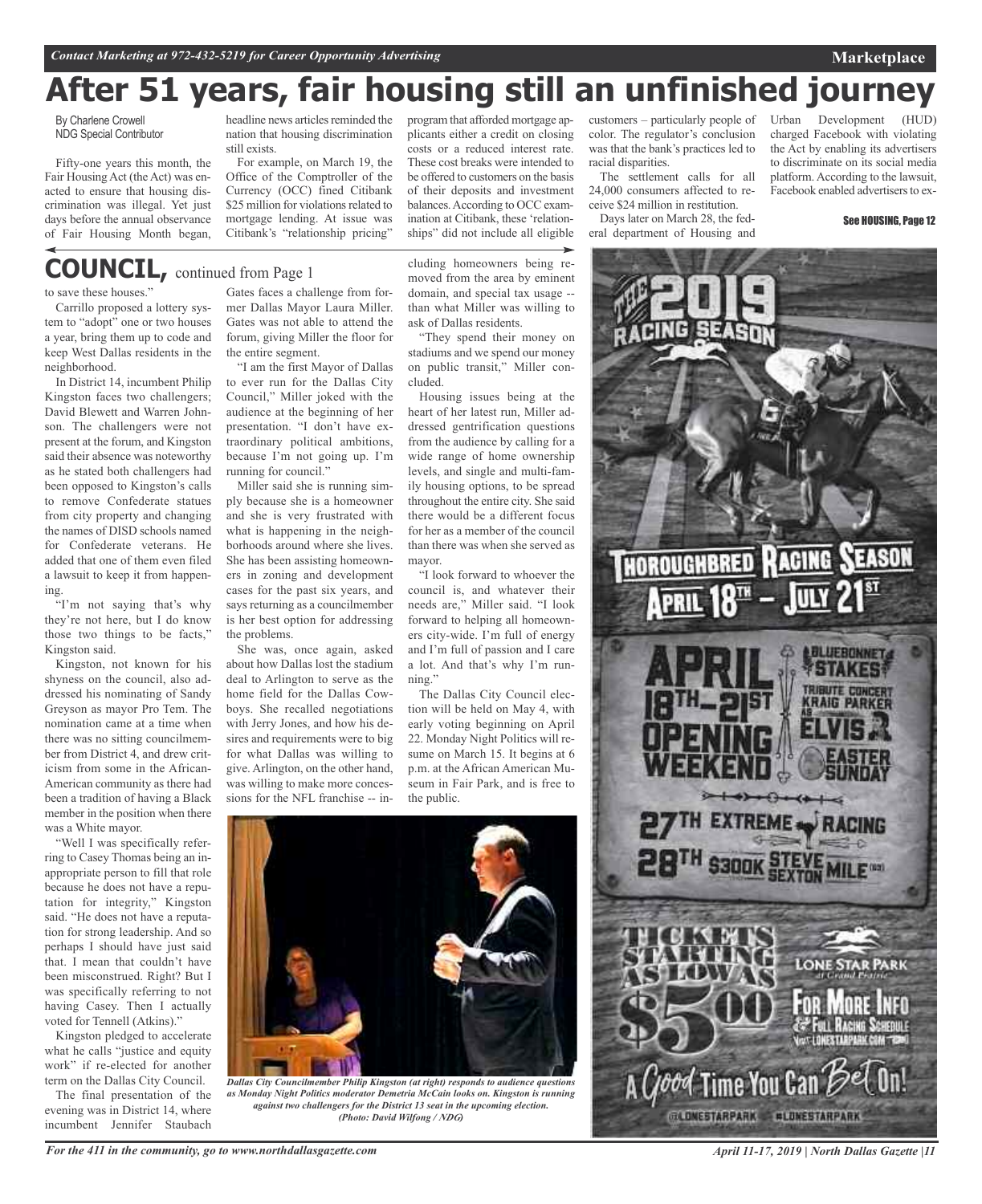# After 51 years, fair housing still an unfinished journey

By Charlene Crowell
NDG Special Contributor

Fifty-one years this month, the Fair Housing Act (the Act) was enacted to ensure that housing discrimination was illegal. Yet just days before the annual observance of Fair Housing Month began, headline news articles reminded the nation that housing discrimination still exists.

For example, on March 19, the Office of the Comptroller of the Currency (OCC) fined Citibank $25 million for violations related to mortgage lending. At issue was Citibank's "relationship pricing" program that afforded mortgage applicants either a credit on closing costs or a reduced interest rate. These cost breaks were intended to be offered to customers on the basis of their deposits and investment balances. According to OCC examination at Citibank, these 'relationships" did not include all eligible customers – particularly people of color. The regulator's conclusion was that the bank's practices led to racial disparities.

The settlement calls for all 24,000 consumers affected to receive $24 million in restitution.

Days later on March 28, the federal department of Housing and Urban Development (HUD) charged Facebook with violating the Act by enabling its advertisers to discriminate on its social media platform. According to the lawsuit, Facebook enabled advertisers to ex-

**See HOUSING, Page 12**

## COUNCIL, continued from Page 1

to save these houses."

Carrillo proposed a lottery system to "adopt" one or two houses a year, bring them up to code and keep West Dallas residents in the neighborhood.

In District 14, incumbent Philip Kingston faces two challengers; David Blewett and Warren Johnson. The challengers were not present at the forum, and Kingston said their absence was noteworthy as he stated both challengers had been opposed to Kingston's calls to remove Confederate statues from city property and changing the names of DISD schools named for Confederate veterans. He added that one of them even filed a lawsuit to keep it from happening.

"I'm not saying that's why they're not here, but I do know those two things to be facts," Kingston said.

Kingston, not known for his shyness on the council, also addressed his nominating of Sandy Greyson as mayor Pro Tem. The nomination came at a time when there was no sitting councilmember from District 4, and drew criticism from some in the African-American community as there had been a tradition of having a Black member in the position when there was a White mayor.

"Well I was specifically referring to Casey Thomas being an inappropriate person to fill that role because he does not have a reputation for integrity," Kingston said. "He does not have a reputation for strong leadership. And so perhaps I should have just said that. I mean that couldn't have been misconstrued. Right? But I was specifically referring to not having Casey. Then I actually voted for Tennell (Atkins)."

Kingston pledged to accelerate what he calls "justice and equity work" if re-elected for another term on the Dallas City Council.

The final presentation of the evening was in District 14, where incumbent Jennifer Staubach Gates faces a challenge from former Dallas Mayor Laura Miller. Gates was not able to attend the forum, giving Miller the floor for the entire segment.

"I am the first Mayor of Dallas to ever run for the Dallas City Council," Miller joked with the audience at the beginning of her presentation. "I don't have extraordinary political ambitions, because I'm not going up. I'm running for council."

Miller said she is running simply because she is a homeowner and she is very frustrated with what is happening in the neighborhoods around where she lives. She has been assisting homeowners in zoning and development cases for the past six years, and says returning as a councilmember is her best option for addressing the problems.

She was, once again, asked about how Dallas lost the stadium deal to Arlington to serve as the home field for the Dallas Cowboys. She recalled negotiations with Jerry Jones, and how his desires and requirements were to big for what Dallas was willing to give. Arlington, on the other hand, was willing to make more concessions for the NFL franchise -- including homeowners being removed from the area by eminent domain, and special tax usage -- than what Miller was willing to ask of Dallas residents.

"They spend their money on stadiums and we spend our money on public transit," Miller concluded.

Housing issues being at the heart of her latest run, Miller addressed gentrification questions from the audience by calling for a wide range of home ownership levels, and single and multi-family housing options, to be spread throughout the entire city. She said there would be a different focus for her as a member of the council than there was when she served as mayor.

"I look forward to whoever the council is, and whatever their needs are," Miller said. "I look forward to helping all homeowners city-wide. I'm full of energy and I'm full of passion and I care a lot. And that's why I'm running."

The Dallas City Council election will be held on May 4, with early voting beginning on April 22. Monday Night Politics will resume on March 15. It begins at 6 p.m. at the African American Museum in Fair Park, and is free to the public.

*Dallas City Councilmember Philip Kingston (at right) responds to audience questions as Monday Night Politics moderator Demetria McCain looks on. Kingston is running against two challengers for the District 13 seat in the upcoming election. (Photo: David Wilfong / NDG)*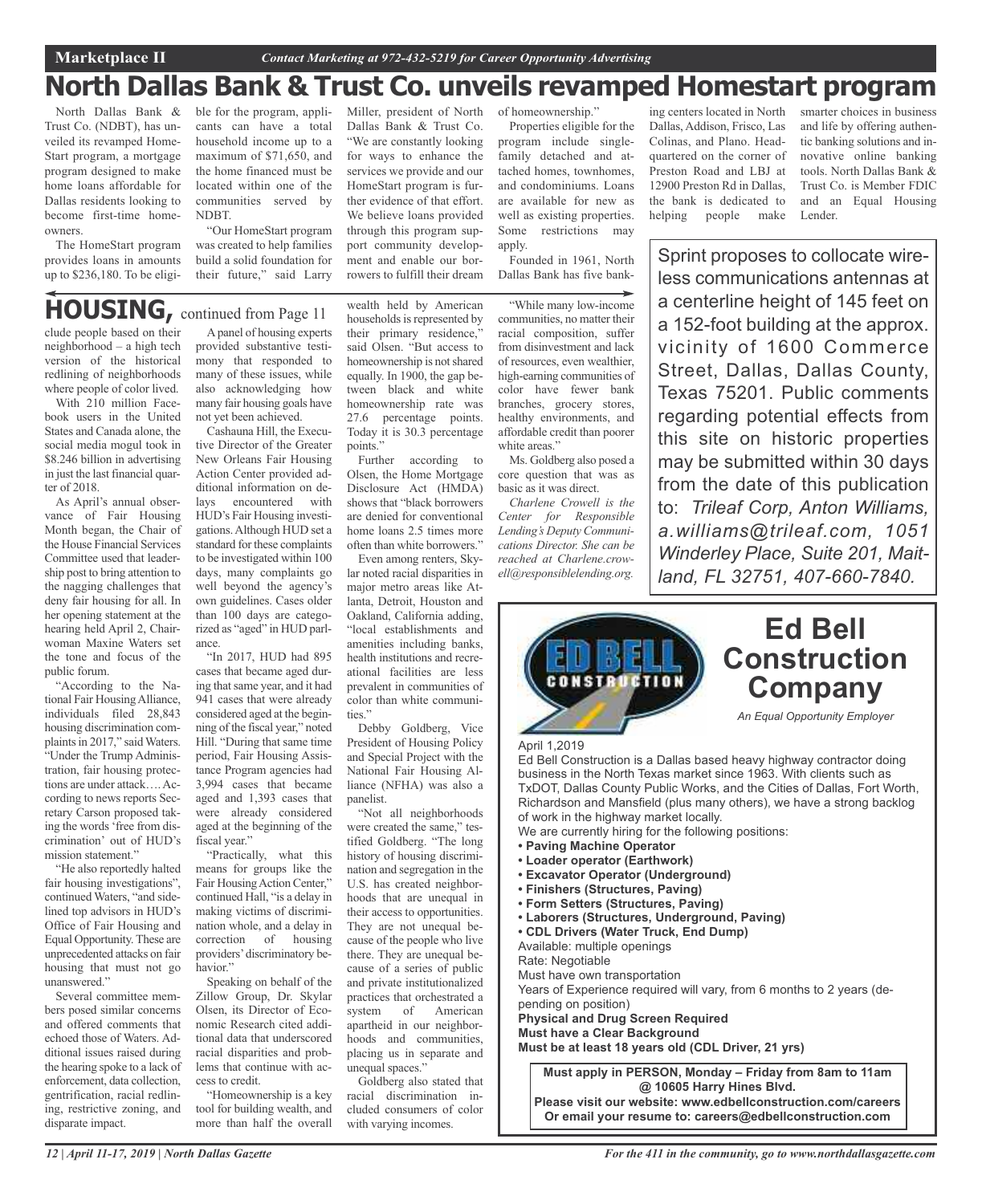# North Dallas Bank & Trust Co. unveils revamped Homestart program

North Dallas Bank & Trust Co. (NDBT), has unveiled its revamped HomeStart program, a mortgage program designed to make home loans affordable for Dallas residents looking to become first-time homeowners.

The HomeStart program provides loans in amounts up to $236,180. To be eligible for the program, applicants can have a total household income up to a maximum of $71,650, and the home financed must be located within one of the communities served by NDBT.

"Our HomeStart program was created to help families build a solid foundation for their future," said Larry Miller, president of North Dallas Bank & Trust Co. "We are constantly looking for ways to enhance the services we provide and our HomeStart program is further evidence of that effort. We believe loans provided through this program support community development and enable our borrowers to fulfill their dream of homeownership."

Properties eligible for the program include single-family detached and attached homes, townhomes, and condominiums. Loans are available for new as well as existing properties. Some restrictions may apply.

Founded in 1961, North Dallas Bank has five banking centers located in North Dallas, Addison, Frisco, Las Colinas, and Plano. Headquartered on the corner of Preston Road and LBJ at 12900 Preston Rd in Dallas, the bank is dedicated to helping people make smarter choices in business and life by offering authentic banking solutions and innovative online banking tools. North Dallas Bank & Trust Co. is Member FDIC and an Equal Housing Lender.

## HOUSING, continued from Page 11

clude people based on their neighborhood – a high tech version of the historical redlining of neighborhoods where people of color lived.

With 210 million Facebook users in the United States and Canada alone, the social media mogul took in $8.246 billion in advertising in just the last financial quarter of 2018.

As April's annual observance of Fair Housing Month began, the Chair of the House Financial Services Committee used that leadership post to bring attention to the nagging challenges that deny fair housing for all. In her opening statement at the hearing held April 2, Chairwoman Maxine Waters set the tone and focus of the public forum.

"According to the National Fair Housing Alliance, individuals filed 28,843 housing discrimination complaints in 2017," said Waters. "Under the Trump Administration, fair housing protections are under attack…. According to news reports Secretary Carson proposed taking the words 'free from discrimination' out of HUD's mission statement."

"He also reportedly halted fair housing investigations", continued Waters, "and sidelined top advisors in HUD's Office of Fair Housing and Equal Opportunity. These are unprecedented attacks on fair housing that must not go unanswered."

Several committee members posed similar concerns and offered comments that echoed those of Waters. Additional issues raised during the hearing spoke to a lack of enforcement, data collection, gentrification, racial redlining, restrictive zoning, and disparate impact.

A panel of housing experts provided substantive testimony that responded to many of these issues, while also acknowledging how many fair housing goals have not yet been achieved.

Cashauna Hill, the Executive Director of the Greater New Orleans Fair Housing Action Center provided additional information on delays encountered with HUD's Fair Housing investigations. Although HUD set a standard for these complaints to be investigated within 100 days, many complaints go well beyond the agency's own guidelines. Cases older than 100 days are categorized as "aged" in HUD parlance.

"In 2017, HUD had 895 cases that became aged during that same year, and it had 941 cases that were already considered aged at the beginning of the fiscal year," noted Hill. "During that same time period, Fair Housing Assistance Program agencies had 3,994 cases that became aged and 1,393 cases that were already considered aged at the beginning of the fiscal year."

"Practically, what this means for groups like the Fair Housing Action Center," continued Hall, "is a delay in making victims of discrimination whole, and a delay in correction of housing providers' discriminatory behavior."

Speaking on behalf of the Zillow Group, Dr. Skylar Olsen, its Director of Economic Research cited additional data that underscored racial disparities and problems that continue with access to credit.

"Homeownership is a key tool for building wealth, and more than half the overall wealth held by American households is represented by their primary residence," said Olsen. "But access to homeownership is not shared equally. In 1900, the gap between black and white homeownership rate was 27.6 percentage points. Today it is 30.3 percentage points."

Further according to Olsen, the Home Mortgage Disclosure Act (HMDA) shows that "black borrowers are denied for conventional home loans 2.5 times more often than white borrowers."

Even among renters, Skylar noted racial disparities in major metro areas like Atlanta, Detroit, Houston and Oakland, California adding, "local establishments and amenities including banks, health institutions and recreational facilities are less prevalent in communities of color than white communities."

Debby Goldberg, Vice President of Housing Policy and Special Project with the National Fair Housing Alliance (NFHA) was also a panelist.

"Not all neighborhoods were created the same," testified Goldberg. "The long history of housing discrimination and segregation in the U.S. has created neighborhoods that are unequal in their access to opportunities. They are not unequal because of the people who live there. They are unequal because of a series of public and private institutionalized practices that orchestrated a system of American apartheid in our neighborhoods and communities, placing us in separate and unequal spaces."

Goldberg also stated that racial discrimination included consumers of color with varying incomes.

"While many low-income communities, no matter their racial composition, suffer from disinvestment and lack of resources, even wealthier, high-earning communities of color have fewer bank branches, grocery stores, healthy environments, and affordable credit than poorer white areas."

Ms. Goldberg also posed a core question that was as basic as it was direct.

*Charlene Crowell is the Center for Responsible Lending's Deputy Communications Director. She can be reached at Charlene.crowell@responsiblelending.org.*

---

Sprint proposes to collocate wireless communications antennas at a centerline height of 145 feet on a 152-foot building at the approx. vicinity of 1600 Commerce Street, Dallas, Dallas County, Texas 75201. Public comments regarding potential effects from this site on historic properties may be submitted within 30 days from the date of this publication to: *Trileaf Corp, Anton Williams, a.williams@trileaf.com, 1051 Winderley Place, Suite 201, Maitland, FL 32751, 407-660-7840.*

---

## Ed Bell Construction Company

*An Equal Opportunity Employer*

April 1,2019

Ed Bell Construction is a Dallas based heavy highway contractor doing business in the North Texas market since 1963. With clients such as TxDOT, Dallas County Public Works, and the Cities of Dallas, Fort Worth, Richardson and Mansfield (plus many others), we have a strong backlog of work in the highway market locally.

We are currently hiring for the following positions:

- **Paving Machine Operator**
- **Loader operator (Earthwork)**
- **Excavator Operator (Underground)**
- **Finishers (Structures, Paving)**
- **Form Setters (Structures, Paving)**
- **Laborers (Structures, Underground, Paving)**
- **CDL Drivers (Water Truck, End Dump)**

Available: multiple openings
Rate: Negotiable
Must have own transportation
Years of Experience required will vary, from 6 months to 2 years (depending on position)
**Physical and Drug Screen Required**
**Must have a Clear Background**
**Must be at least 18 years old (CDL Driver, 21 yrs)**

**Must apply in PERSON, Monday – Friday from 8am to 11am @ 10605 Harry Hines Blvd.**
**Please visit our website: www.edbellconstruction.com/careers**
**Or email your resume to: careers@edbellconstruction.com**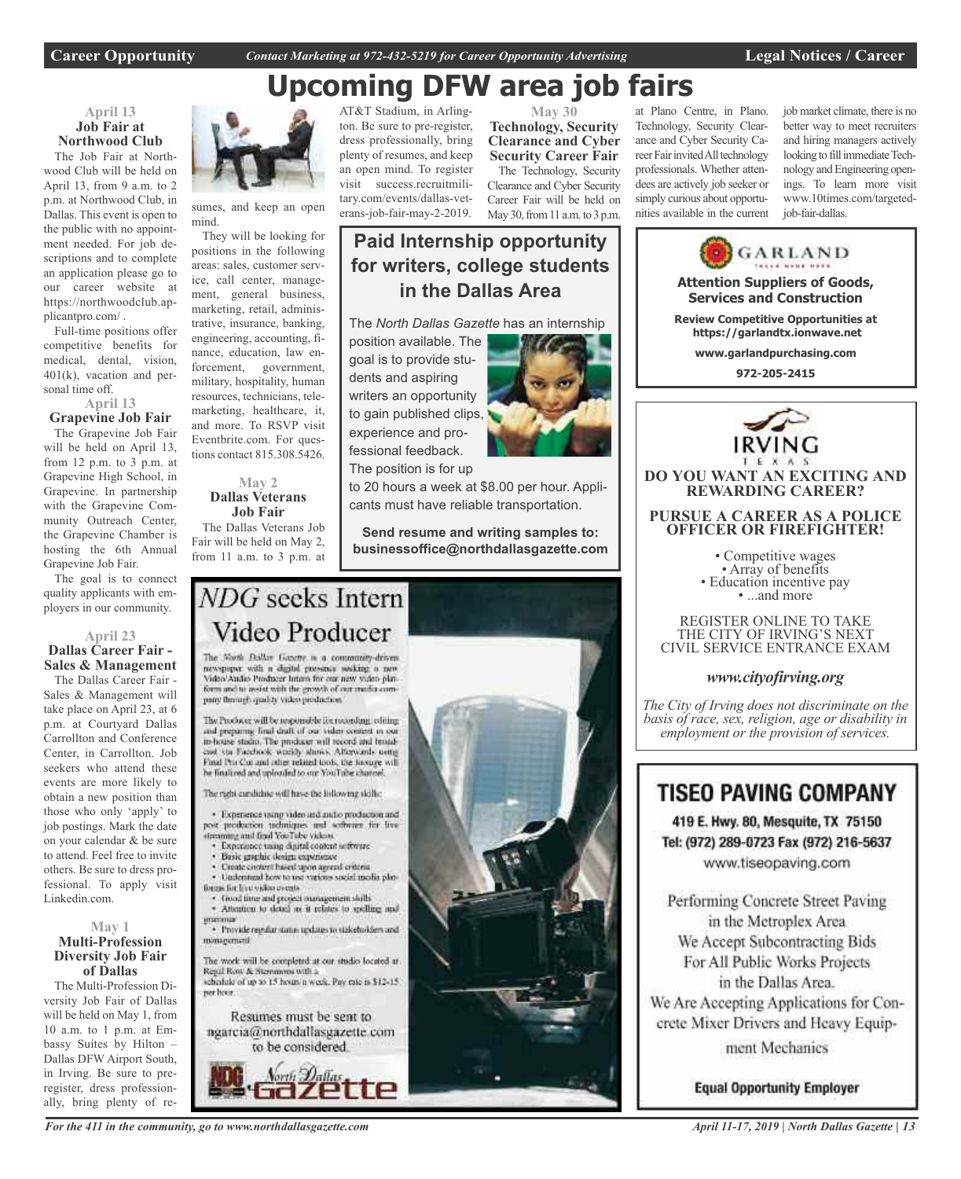# Upcoming DFW area job fairs

### April 13
### Job Fair at Northwood Club

The Job Fair at Northwood Club will be held on April 13, from 9 a.m. to 2 p.m. at Northwood Club, in Dallas. This event is open to the public with no appointment needed. For job descriptions and to complete an application please go to our career website at https://northwoodclub.applicantpro.com/ .

Full-time positions offer competitive benefits for medical, dental, vision, 401(k), vacation and personal time off.

### April 13
### Grapevine Job Fair

The Grapevine Job Fair will be held on April 13, from 12 p.m. to 3 p.m. at Grapevine High School, in Grapevine. In partnership with the Grapevine Community Outreach Center, the Grapevine Chamber is hosting the 6th Annual Grapevine Job Fair.

The goal is to connect quality applicants with employers in our community.

### April 23
### Dallas Career Fair - Sales & Management

The Dallas Career Fair - Sales & Management will take place on April 23, at 6 p.m. at Courtyard Dallas Carrollton and Conference Center, in Carrollton. Job seekers who attend these events are more likely to obtain a new position than those who only 'apply' to job postings. Mark the date on your calendar & be sure to attend. Feel free to invite others. Be sure to dress professional. To apply visit Linkedin.com.

### May 1
### Multi-Profession Diversity Job Fair of Dallas

The Multi-Profession Diversity Job Fair of Dallas will be held on May 1, from 10 a.m. to 1 p.m. at Embassy Suites by Hilton – Dallas DFW Airport South, in Irving. Be sure to pre-register, dress professionally, bring plenty of resumes, and keep an open mind.

They will be looking for positions in the following areas: sales, customer service, call center, management, general business, marketing, retail, administrative, insurance, banking, engineering, accounting, finance, education, law enforcement, government, military, hospitality, human resources, technicians, telemarketing, healthcare, it, and more. To RSVP visit Eventbrite.com. For questions contact 815.308.5426.

### May 2
### Dallas Veterans Job Fair

The Dallas Veterans Job Fair will be held on May 2, from 11 a.m. to 3 p.m. at AT&T Stadium, in Arlington. Be sure to pre-register, dress professionally, bring plenty of resumes, and keep an open mind. To register visit success.recruitmilitary.com/events/dallas-veterans-job-fair-may-2-2019.

### May 30
### Technology, Security Clearance and Cyber Security Career Fair

The Technology, Security Clearance and Cyber Security Career Fair will be held on May 30, from 11 a.m. to 3 p.m. at Plano Centre, in Plano. Technology, Security Clearance and Cyber Security Career Fair invited All technology professionals. Whether attendees are actively job seeker or simply curious about opportunities available in the current job market climate, there is no better way to meet recruiters and hiring managers actively looking to fill immediate Technology and Engineering openings. To learn more visit www.10times.com/targeted-job-fair-dallas.

---

## Paid Internship opportunity for writers, college students in the Dallas Area

The *North Dallas Gazette* has an internship position available. The goal is to provide students and aspiring writers an opportunity to gain published clips, experience and professional feedback. The position is for up to 20 hours a week at $8.00 per hour. Applicants must have reliable transportation.

**Send resume and writing samples to: businessoffice@northdallasgazette.com**

---

## *NDG* seeks Intern Video Producer

The North Dallas Gazette is a community-driven newspaper with a digital presence seeking a new Video/Audio Producer Intern for our new video platform and to assist with the growth of our media company through quality video production.

The Producer will be responsible for recording, editing and preparing final draft of our video content in our in-house studio. The producer will record and broadcast via Facebook weekly shows. Afterwards using Final Pro Cut and other related tools, the footage will be finalized and uploaded to our YouTube channel.

The right candidate will have the following skills:

- Experience using video and audio production and post production techniques and software for live streaming and final YouTube videos
- Experience using digital content software
- Basic graphic design experience
- Create content based upon agreed criteria
- Understand how to use various social media platforms for live video events
- Good time and project management skills
- Attention to detail as it relates to spelling and grammar
- Provide regular status updates to stakeholders and management

The work will be completed at our studio located at Regal Row & Stemmons with a schedule of up to 15 hours a week. Pay rate is $12-15 per hour.

Resumes must be sent to ngarcia@northdallasgazette.com to be considered.

North Dallas Gazette

---

**GARLAND**

**Attention Suppliers of Goods, Services and Construction**

**Review Competitive Opportunities at https://garlandtx.ionwave.net**

**www.garlandpurchasing.com**

**972-205-2415**

---

**IRVING TEXAS**

**DO YOU WANT AN EXCITING AND REWARDING CAREER?**

**PURSUE A CAREER AS A POLICE OFFICER OR FIREFIGHTER!**

- Competitive wages
- Array of benefits
- Education incentive pay
- ...and more

REGISTER ONLINE TO TAKE THE CITY OF IRVING'S NEXT CIVIL SERVICE ENTRANCE EXAM

***www.cityofirving.org***

*The City of Irving does not discriminate on the basis of race, sex, religion, age or disability in employment or the provision of services.*

---

## TISEO PAVING COMPANY

**419 E. Hwy. 80, Mesquite, TX 75150**
**Tel: (972) 289-0723 Fax (972) 216-5637**
www.tiseopaving.com

Performing Concrete Street Paving in the Metroplex Area
We Accept Subcontracting Bids For All Public Works Projects in the Dallas Area.
We Are Accepting Applications for Concrete Mixer Drivers and Heavy Equipment Mechanics

**Equal Opportunity Employer**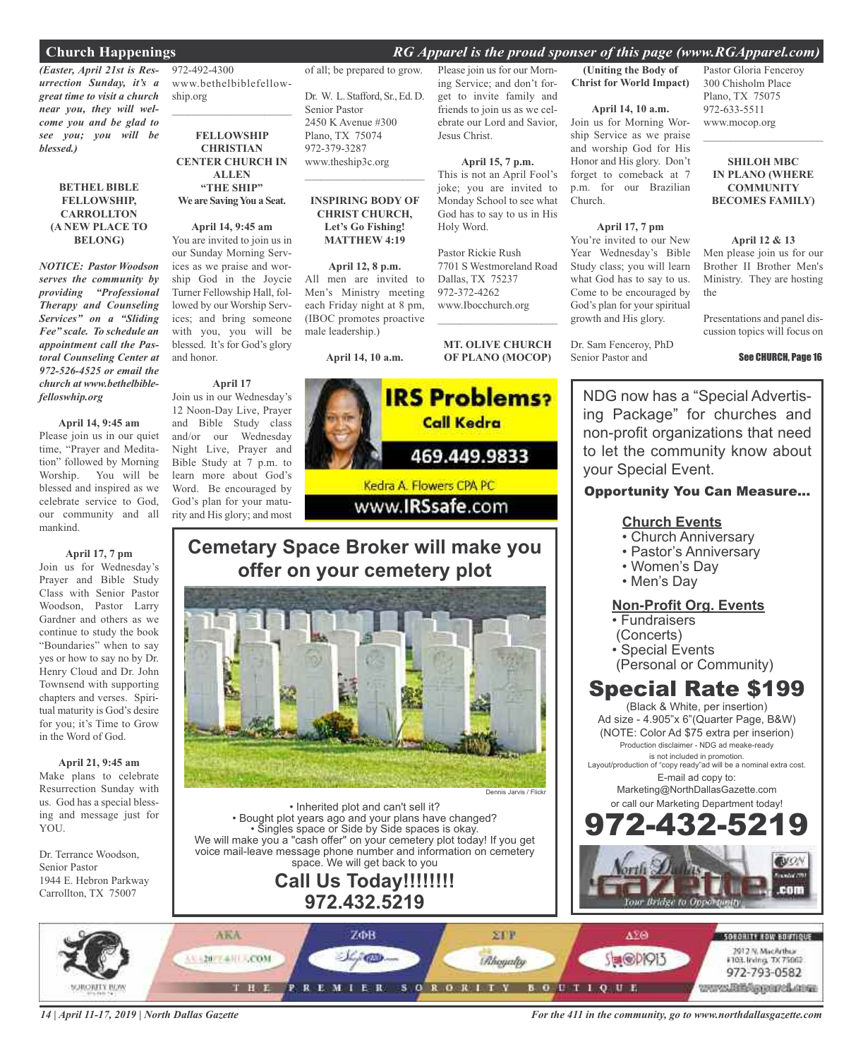## Church Happenings

*RG Apparel is the proud sponser of this page (www.RGApparel.com)*

***(Easter, April 21st is Resurrection Sunday, it's a great time to visit a church near you, they will welcome you and be glad to see you; you will be blessed.)***

**BETHEL BIBLE FELLOWSHIP, CARROLLTON (A NEW PLACE TO BELONG)**

***NOTICE: Pastor Woodson serves the community by providing "Professional Therapy and Counseling Services" on a "Sliding Fee" scale. To schedule an appointment call the Pastoral Counseling Center at 972-526-4525 or email the church at www.bethelbiblefelloswhip.org***

**April 14, 9:45 am**
Please join us in our quiet time, "Prayer and Meditation" followed by Morning Worship. You will be blessed and inspired as we celebrate service to God, our community and all mankind.

**April 17, 7 pm**
Join us for Wednesday's Prayer and Bible Study Class with Senior Pastor Woodson, Pastor Larry Gardner and others as we continue to study the book "Boundaries" when to say yes or how to say no by Dr. Henry Cloud and Dr. John Townsend with supporting chapters and verses. Spiritual maturity is God's desire for you; it's Time to Grow in the Word of God.

**April 21, 9:45 am**
Make plans to celebrate Resurrection Sunday with us. God has a special blessing and message just for YOU.

Dr. Terrance Woodson, Senior Pastor
1944 E. Hebron Parkway
Carrollton, TX 75007
972-492-4300
www.bethelbiblefellowship.org

---

**FELLOWSHIP CHRISTIAN CENTER CHURCH IN ALLEN "THE SHIP"**
**We are Saving You a Seat.**

**April 14, 9:45 am**
You are invited to join us in our Sunday Morning Services as we praise and worship God in the Joycie Turner Fellowship Hall, followed by our Worship Services; and bring someone with you, you will be blessed. It's for God's glory and honor.

**April 17**
Join us in our Wednesday's 12 Noon-Day Live, Prayer and Bible Study class and/or our Wednesday Night Live, Prayer and Bible Study at 7 p.m. to learn more about God's Word. Be encouraged by God's plan for your maturity and His glory; and most of all; be prepared to grow.

Dr. W. L. Stafford, Sr., Ed. D.
Senior Pastor
2450 K Avenue #300
Plano, TX 75074
972-379-3287
www.theship3c.org

---

**INSPIRING BODY OF CHRIST CHURCH, Let's Go Fishing! MATTHEW 4:19**

**April 12, 8 p.m.**
All men are invited to Men's Ministry meeting each Friday night at 8 pm, (IBOC promotes proactive male leadership.)

**April 14, 10 a.m.**
Please join us for our Morning Service; and don't forget to invite family and friends to join us as we celebrate our Lord and Savior, Jesus Christ.

**April 15, 7 p.m.**
This is not an April Fool's joke; you are invited to Monday School to see what God has to say to us in His Holy Word.

Pastor Rickie Rush
7701 S Westmoreland Road
Dallas, TX 75237
972-372-4262
www.Ibocchurch.org

---

**MT. OLIVE CHURCH OF PLANO (MOCOP) (Uniting the Body of Christ for World Impact)**

**April 14, 10 a.m.**
Join us for Morning Worship Service as we praise and worship God for His Honor and His glory. Don't forget to comeback at 7 p.m. for our Brazilian Church.

**April 17, 7 pm**
You're invited to our New Year Wednesday's Bible Study class; you will learn what God has to say to us. Come to be encouraged by God's plan for your spiritual growth and His glory.

Dr. Sam Fenceroy, PhD
Senior Pastor and
Pastor Gloria Fenceroy
300 Chisholm Place
Plano, TX 75075
972-633-5511
www.mocop.org

---

**SHILOH MBC IN PLANO (WHERE COMMUNITY BECOMES FAMILY)**

**April 12 & 13**
Men please join us for our Brother II Brother Men's Ministry. They are hosting the

Presentations and panel discussion topics will focus on

See CHURCH, Page 16

---

**IRS Problems? Call Kedra**
469.449.9833
Kedra A. Flowers CPA PC
www.IRSsafe.com

---

**Cemetary Space Broker will make you offer on your cemetery plot**

Dennis Jarvis / Flickr

- Inherited plot and can't sell it?
- Bought plot years ago and your plans have changed?
- Singles space or Side by Side spaces is okay.

We will make you a "cash offer" on your cemetery plot today! If you get voice mail-leave message phone number and information on cemetery space. We will get back to you

**Call Us Today!!!!!!!!**
**972.432.5219**

---

NDG now has a "Special Advertising Package" for churches and non-profit organizations that need to let the community know about your Special Event.

**Opportunity You Can Measure...**

**Church Events**
- Church Anniversary
- Pastor's Anniversary
- Women's Day
- Men's Day

**Non-Profit Org. Events**
- Fundraisers (Concerts)
- Special Events (Personal or Community)

**Special Rate $199**
(Black & White, per insertion)
Ad size - 4.905"x 6"(Quarter Page, B&W)
(NOTE: Color Ad $75 extra per inserion)
Production disclaimer - NDG ad meake-ready is not included in promotion.
Layout/production of "copy ready"ad will be a nominal extra cost.
E-mail ad copy to:
Marketing@NorthDallasGazette.com
or call our Marketing Department today!
**972-432-5219**

---

THE PREMIER SORORITY BOUTIQUE — Sorority Row Boutique, 2912 N. MacArthur #103, Irving, TX 75062, 972-793-0582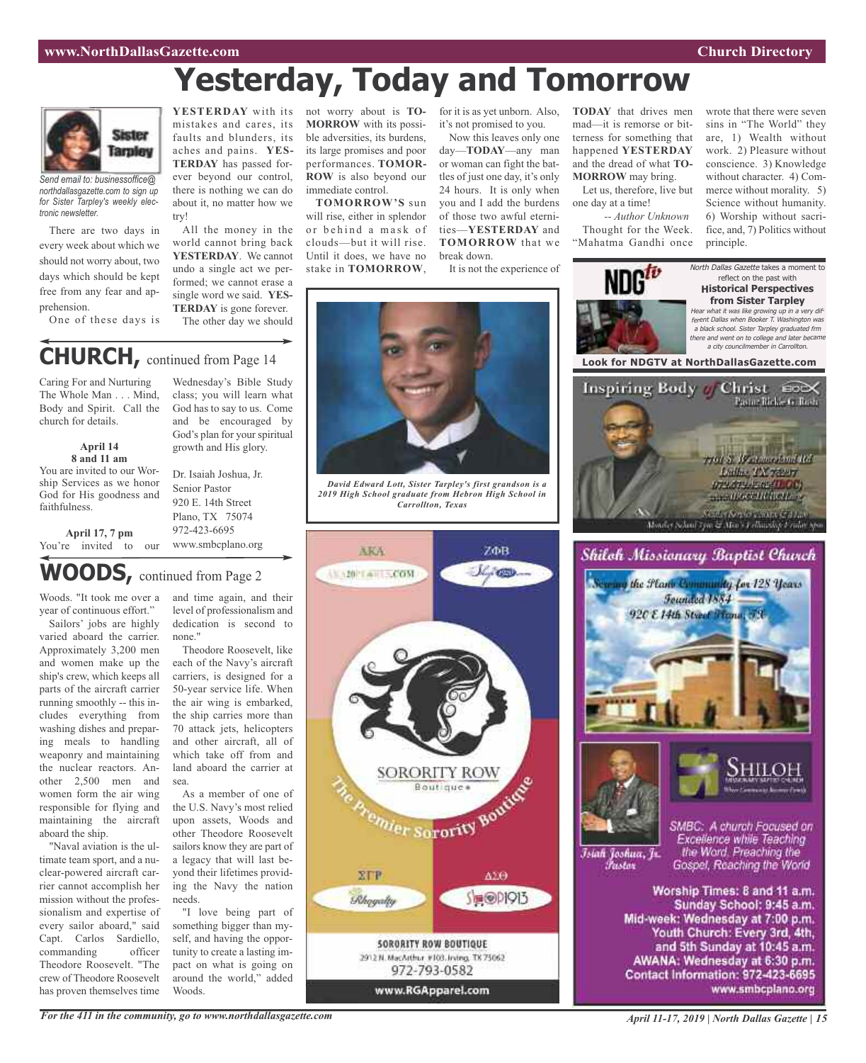# Yesterday, Today and Tomorrow

*Send email to: businessoffice@northdallasgazette.com to sign up for Sister Tarpley's weekly electronic newsletter.*

There are two days in every week about which we should not worry about, two days which should be kept free from any fear and apprehension.

One of these days is **YESTERDAY** with its mistakes and cares, its faults and blunders, its aches and pains. **YESTERDAY** has passed forever beyond our control, there is nothing we can do about it, no matter how we try!

All the money in the world cannot bring back **YESTERDAY**. We cannot undo a single act we performed; we cannot erase a single word we said. **YESTERDAY** is gone forever.

The other day we should not worry about is **TOMORROW** with its possible adversities, its burdens, its large promises and poor performances. **TOMORROW** is also beyond our immediate control.

**TOMORROW'S** sun will rise, either in splendor or behind a mask of clouds—but it will rise. Until it does, we have no stake in **TOMORROW**, for it is as yet unborn. Also, it's not promised to you.

Now this leaves only one day—**TODAY**—any man or woman can fight the battles of just one day, it's only 24 hours. It is only when you and I add the burdens of those two awful eternities—**YESTERDAY** and **TOMORROW** that we break down.

It is not the experience of **TODAY** that drives men mad—it is remorse or bitterness for something that happened **YESTERDAY** and the dread of what **TOMORROW** may bring.

Let us, therefore, live but one day at a time!

*-- Author Unknown*

Thought for the Week. "Mahatma Gandhi once wrote that there were seven sins in "The World" they are, 1) Wealth without work. 2) Pleasure without conscience. 3) Knowledge without character. 4) Commerce without morality. 5) Science without humanity. 6) Worship without sacrifice, and, 7) Politics without principle.

*David Edward Lott, Sister Tarpley's first grandson is a 2019 High School graduate from Hebron High School in Carrollton, Texas*

## CHURCH, continued from Page 14

Caring For and Nurturing The Whole Man . . . Mind, Body and Spirit. Call the church for details.

**April 14**
**8 and 11 am**

You are invited to our Worship Services as we honor God for His goodness and faithfulness.

**April 17, 7 pm**

You're invited to our Wednesday's Bible Study class; you will learn what God has to say to us. Come and be encouraged by God's plan for your spiritual growth and His glory.

Dr. Isaiah Joshua, Jr.
Senior Pastor
920 E. 14th Street
Plano, TX 75074
972-423-6695
www.smbcplano.org

## WOODS, continued from Page 2

Woods. "It took me over a year of continuous effort."

Sailors' jobs are highly varied aboard the carrier. Approximately 3,200 men and women make up the ship's crew, which keeps all parts of the aircraft carrier running smoothly -- this includes everything from washing dishes and preparing meals to handling weaponry and maintaining the nuclear reactors. Another 2,500 men and women form the air wing responsible for flying and maintaining the aircraft aboard the ship.

"Naval aviation is the ultimate team sport, and a nuclear-powered aircraft carrier cannot accomplish her mission without the professionalism and expertise of every sailor aboard," said Capt. Carlos Sardiello, commanding officer Theodore Roosevelt. "The crew of Theodore Roosevelt has proven themselves time and time again, and their level of professionalism and dedication is second to none."

Theodore Roosevelt, like each of the Navy's aircraft carriers, is designed for a 50-year service life. When the air wing is embarked, the ship carries more than 70 attack jets, helicopters and other aircraft, all of which take off from and land aboard the carrier at sea.

As a member of one of the U.S. Navy's most relied upon assets, Woods and other Theodore Roosevelt sailors know they are part of a legacy that will last beyond their lifetimes providing the Navy the nation needs.

"I love being part of something bigger than myself, and having the opportunity to create a lasting impact on what is going on around the world," added Woods.

*North Dallas Gazette* takes a moment to reflect on the past with **Historical Perspectives from Sister Tarpley**

*Hear what it was like growing up in a very different Dallas when Booker T. Washington was a black school. Sister Tarpley graduated frm there and went on to college and later became a city councilmember in Carrollton.*

**Look for NDGTV at NorthDallasGazette.com**

**Inspiring Body of Christ**
Pastor Rickie G. Rush
7701 S. Westmoreland Rd
Dallas TX 75237
972-372-4262 (IBOC)
www.ibocchurch.org

**SORORITY ROW Boutique** — The Premier Sorority Boutique
SORORITY ROW BOUTIQUE
2912 N. MacArthur #103, Irving, TX 75062
972-793-0582
www.RGApparel.com

## Shiloh Missionary Baptist Church

Serving the Plano Community for 128 Years
Founded 1884
920 E 14th Street Plano, TX

Isiah Joshua, Jr.
Pastor

SMBC: A church Focused on Excellence while Teaching the Word, Preaching the Gospel, Reaching the World

Worship Times: 8 and 11 a.m.
Sunday School: 9:45 a.m.
Mid-week: Wednesday at 7:00 p.m.
Youth Church: Every 3rd, 4th, and 5th Sunday at 10:45 a.m.
AWANA: Wednesday at 6:30 p.m.
Contact Information: 972-423-6695
www.smbcplano.org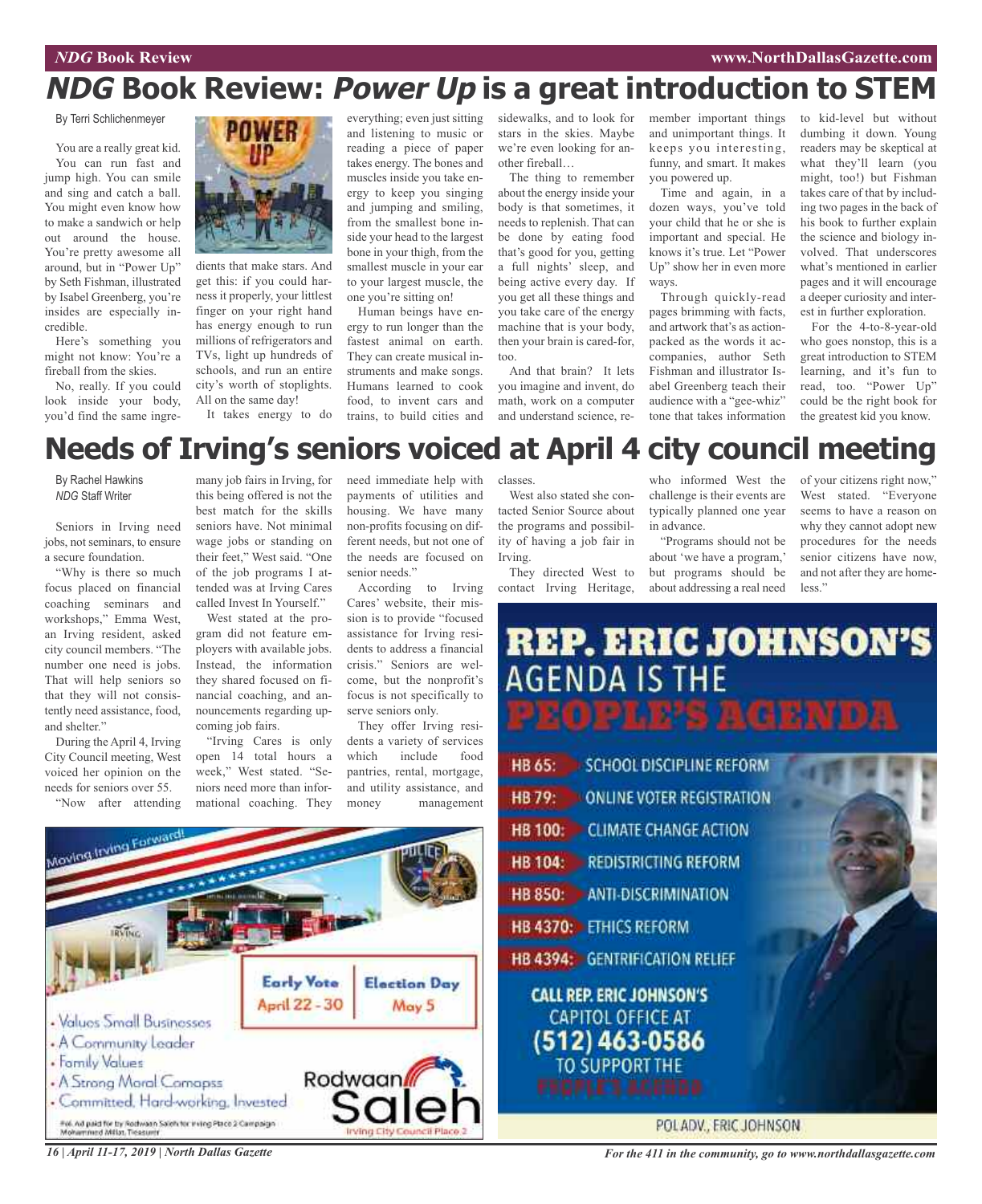# *NDG* Book Review: *Power Up* is a great introduction to STEM

By Terri Schlichenmeyer

You are a really great kid. You can run fast and jump high. You can smile and sing and catch a ball. You might even know how to make a sandwich or help out around the house. You're pretty awesome all around, but in "Power Up" by Seth Fishman, illustrated by Isabel Greenberg, you're insides are especially incredible.

Here's something you might not know: You're a fireball from the skies.

No, really. If you could look inside your body, you'd find the same ingredients that make stars. And get this: if you could harness it properly, your littlest finger on your right hand has energy enough to run millions of refrigerators and TVs, light up hundreds of schools, and run an entire city's worth of stoplights. All on the same day!

It takes energy to do everything; even just sitting and listening to music or reading a piece of paper takes energy. The bones and muscles inside you take energy to keep you singing and jumping and smiling, from the smallest bone inside your head to the largest bone in your thigh, from the smallest muscle in your ear to your largest muscle, the one you're sitting on!

Human beings have energy to run longer than the fastest animal on earth. They can create musical instruments and make songs. Humans learned to cook food, to invent cars and trains, to build cities and sidewalks, and to look for stars in the skies. Maybe we're even looking for another fireball…

The thing to remember about the energy inside your body is that sometimes, it needs to replenish. That can be done by eating food that's good for you, getting a full nights' sleep, and being active every day. If you get all these things and you take care of the energy machine that is your body, then your brain is cared-for, too.

And that brain? It lets you imagine and invent, do math, work on a computer and understand science, remember important things and unimportant things. It keeps you interesting, funny, and smart. It makes you powered up.

Time and again, in a dozen ways, you've told your child that he or she is important and special. He knows it's true. Let "Power Up" show her in even more ways.

Through quickly-read pages brimming with facts, and artwork that's as action-packed as the words it accompanies, author Seth Fishman and illustrator Isabel Greenberg teach their audience with a "gee-whiz" tone that takes information to kid-level but without dumbing it down. Young readers may be skeptical at what they'll learn (you might, too!) but Fishman takes care of that by including two pages in the back of his book to further explain the science and biology involved. That underscores what's mentioned in earlier pages and it will encourage a deeper curiosity and interest in further exploration.

For the 4-to-8-year-old who goes nonstop, this is a great introduction to STEM learning, and it's fun to read, too. "Power Up" could be the right book for the greatest kid you know.

# Needs of Irving's seniors voiced at April 4 city council meeting

By Rachel Hawkins
*NDG* Staff Writer

Seniors in Irving need jobs, not seminars, to ensure a secure foundation.

"Why is there so much focus placed on financial coaching seminars and workshops," Emma West, an Irving resident, asked city council members. "The number one need is jobs. That will help seniors so that they will not consistently need assistance, food, and shelter."

During the April 4, Irving City Council meeting, West voiced her opinion on the needs for seniors over 55.

"Now after attending many job fairs in Irving, for this being offered is not the best match for the skills seniors have. Not minimal wage jobs or standing on their feet," West said. "One of the job programs I attended was at Irving Cares called Invest In Yourself."

West stated at the program did not feature employers with available jobs. Instead, the information they shared focused on financial coaching, and announcements regarding upcoming job fairs.

"Irving Cares is only open 14 total hours a week," West stated. "Seniors need more than informational coaching. They need immediate help with payments of utilities and housing. We have many non-profits focusing on different needs, but not one of the needs are focused on senior needs."

According to Irving Cares' website, their mission is to provide "focused assistance for Irving residents to address a financial crisis." Seniors are welcome, but the nonprofit's focus is not specifically to serve seniors only.

They offer Irving residents a variety of services which include food pantries, rental, mortgage, and utility assistance, and money management classes.

West also stated she contacted Senior Source about the programs and possibility of having a job fair in Irving.

They directed West to contact Irving Heritage, who informed West the challenge is their events are typically planned one year in advance.

"Programs should not be about 'we have a program,' but programs should be about addressing a real need of your citizens right now," West stated. "Everyone seems to have a reason on why they cannot adopt new procedures for the needs senior citizens have now, and not after they are homeless."

Moving Irving Forward!

- Values Small Businesses
- A Community Leader
- Family Values
- A Strong Moral Comapss
- Committed, Hard-working, Invested

Early Vote April 22 - 30

Election Day May 5

Rodwaan Saleh
Irving City Council Place 2

Pol. Ad paid for by Rodwaan Saleh for Irving Place 2 Campaign Mohammed Millat, Treasurer

REP. ERIC JOHNSON'S AGENDA IS THE PEOPLE'S AGENDA

HB 65: SCHOOL DISCIPLINE REFORM
HB 79: ONLINE VOTER REGISTRATION
HB 100: CLIMATE CHANGE ACTION
HB 104: REDISTRICTING REFORM
HB 850: ANTI-DISCRIMINATION
HB 4370: ETHICS REFORM
HB 4394: GENTRIFICATION RELIEF

CALL REP. ERIC JOHNSON'S CAPITOL OFFICE AT (512) 463-0586 TO SUPPORT THE PEOPLE'S AGENDA

POL ADV., ERIC JOHNSON